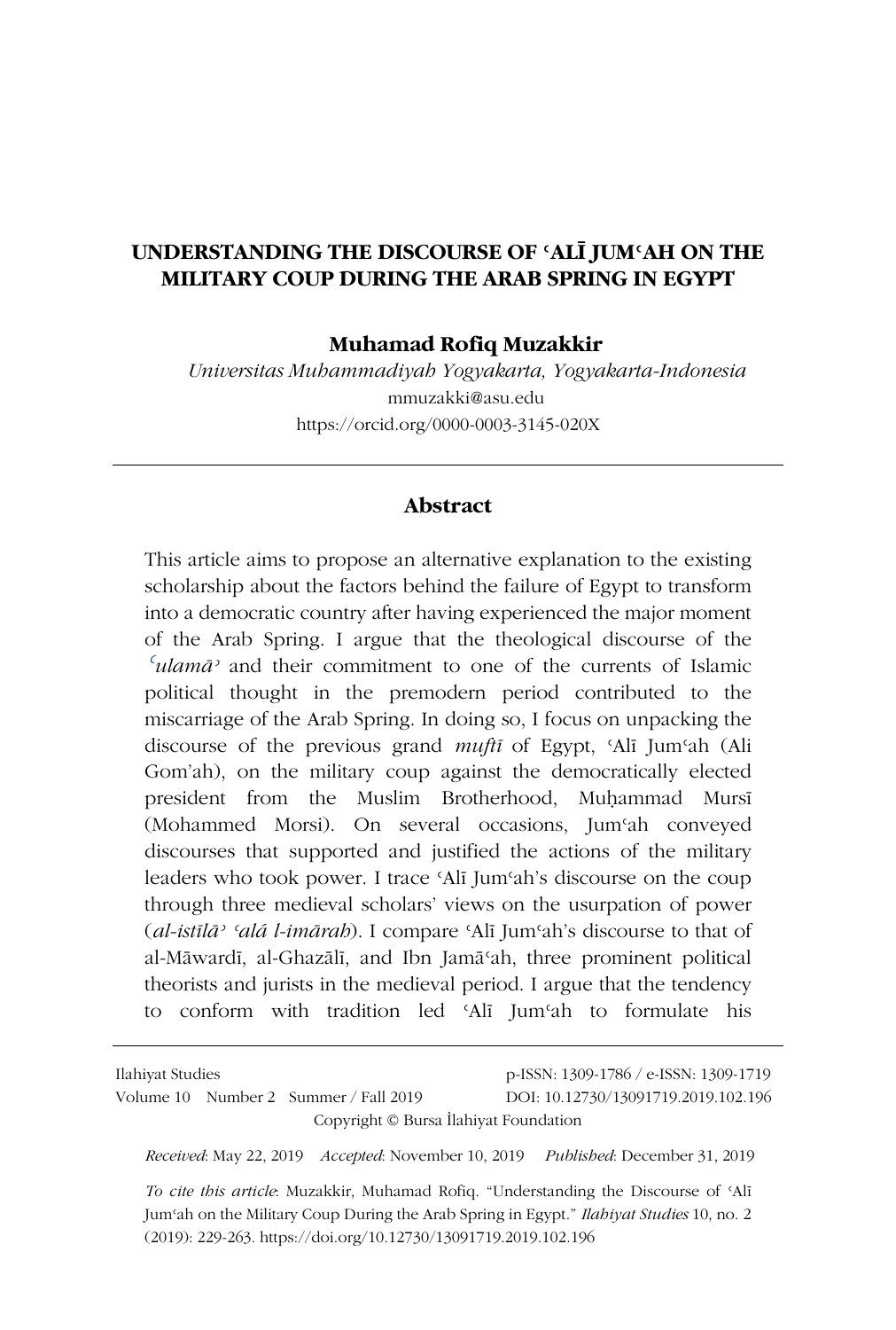# UNDERSTANDING THE DISCOURSE OF ʿALĪ JUMʿAH ON THE MILITARY COUP DURING THE ARAB SPRING IN EGYPT

**Muhamad Rofiq Muzakkir**

*Universitas Muhammadiyah Yogyakarta, Yogyakarta-Indonesia*

mmuzakki@asu.edu

https://orcid.org/0000-0003-3145-020X

## Abstract

This article aims to propose an alternative explanation to the existing scholarship about the factors behind the failure of Egypt to transform into a democratic country after having experienced the major moment of the Arab Spring. I argue that the theological discourse of the *ʿulamāʾ* and their commitment to one of the currents of Islamic political thought in the premodern period contributed to the miscarriage of the Arab Spring. In doing so, I focus on unpacking the discourse of the previous grand *muftī* of Egypt, ʿAlī Jumʿah (Ali Gom'ah), on the military coup against the democratically elected president from the Muslim Brotherhood, Muḥammad Mursī (Mohammed Morsi). On several occasions, Jumʿah conveyed discourses that supported and justified the actions of the military leaders who took power. I trace ʿAlī Jumʿah's discourse on the coup through three medieval scholars' views on the usurpation of power (*al-istīlāʾ ʿalá l-imārah*). I compare ʿAlī Jumʿah's discourse to that of al-Māwardī, al-Ghazālī, and Ibn Jamāʿah, three prominent political theorists and jurists in the medieval period. I argue that the tendency to conform with tradition led ʿAlī Jumʿah to formulate his

Ilahiyat Studies p-ISSN: 1309-1786 / e-ISSN: 1309-1719
Volume 10 Number 2 Summer / Fall 2019 DOI: 10.12730/13091719.2019.102.196
Copyright © Bursa İlahiyat Foundation

*Received*: May 22, 2019 *Accepted*: November 10, 2019 *Published*: December 31, 2019

*To cite this article*: Muzakkir, Muhamad Rofiq. "Understanding the Discourse of ʿAlī Jumʿah on the Military Coup During the Arab Spring in Egypt." *Ilahiyat Studies* 10, no. 2 (2019): 229-263. https://doi.org/10.12730/13091719.2019.102.196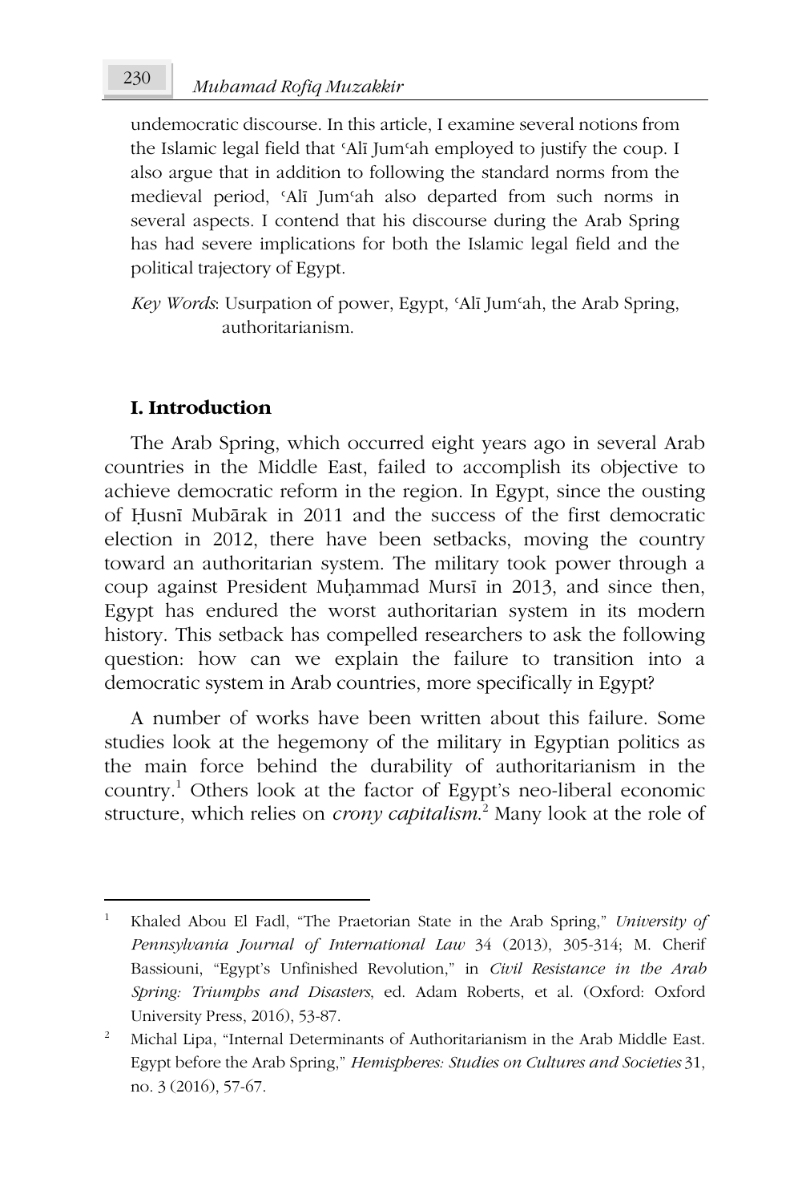undemocratic discourse. In this article, I examine several notions from the Islamic legal field that ʿAlī Jumʿah employed to justify the coup. I also argue that in addition to following the standard norms from the medieval period, ʿAlī Jumʿah also departed from such norms in several aspects. I contend that his discourse during the Arab Spring has had severe implications for both the Islamic legal field and the political trajectory of Egypt.

*Key Words*: Usurpation of power, Egypt, ʿAlī Jumʿah, the Arab Spring, authoritarianism.

## I. Introduction

The Arab Spring, which occurred eight years ago in several Arab countries in the Middle East, failed to accomplish its objective to achieve democratic reform in the region. In Egypt, since the ousting of Ḥusnī Mubārak in 2011 and the success of the first democratic election in 2012, there have been setbacks, moving the country toward an authoritarian system. The military took power through a coup against President Muḥammad Mursī in 2013, and since then, Egypt has endured the worst authoritarian system in its modern history. This setback has compelled researchers to ask the following question: how can we explain the failure to transition into a democratic system in Arab countries, more specifically in Egypt?

A number of works have been written about this failure. Some studies look at the hegemony of the military in Egyptian politics as the main force behind the durability of authoritarianism in the country.[1] Others look at the factor of Egypt's neo-liberal economic structure, which relies on *crony capitalism*.[2] Many look at the role of

---

[1] Khaled Abou El Fadl, "The Praetorian State in the Arab Spring," *University of Pennsylvania Journal of International Law* 34 (2013), 305-314; M. Cherif Bassiouni, "Egypt's Unfinished Revolution," in *Civil Resistance in the Arab Spring: Triumphs and Disasters*, ed. Adam Roberts, et al. (Oxford: Oxford University Press, 2016), 53-87.

[2] Michal Lipa, "Internal Determinants of Authoritarianism in the Arab Middle East. Egypt before the Arab Spring," *Hemispheres: Studies on Cultures and Societies* 31, no. 3 (2016), 57-67.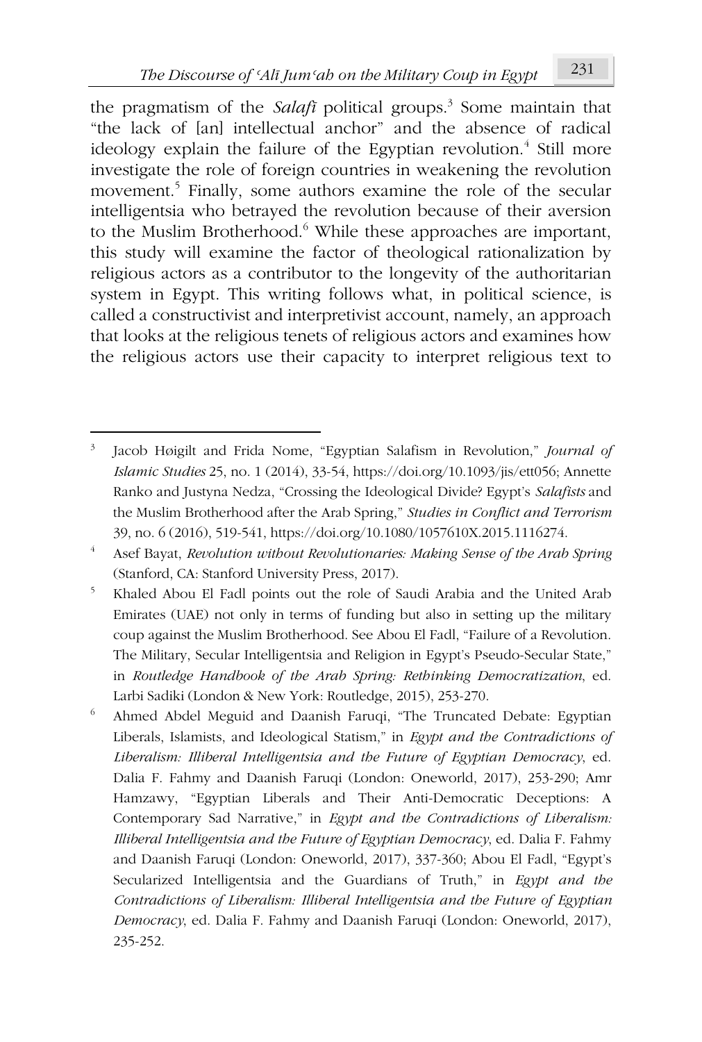the pragmatism of the *Salafī* political groups.[3] Some maintain that "the lack of [an] intellectual anchor" and the absence of radical ideology explain the failure of the Egyptian revolution.[4] Still more investigate the role of foreign countries in weakening the revolution movement.[5] Finally, some authors examine the role of the secular intelligentsia who betrayed the revolution because of their aversion to the Muslim Brotherhood.[6] While these approaches are important, this study will examine the factor of theological rationalization by religious actors as a contributor to the longevity of the authoritarian system in Egypt. This writing follows what, in political science, is called a constructivist and interpretivist account, namely, an approach that looks at the religious tenets of religious actors and examines how the religious actors use their capacity to interpret religious text to

---

[3] Jacob Høigilt and Frida Nome, "Egyptian Salafism in Revolution," *Journal of Islamic Studies* 25, no. 1 (2014), 33-54, https://doi.org/10.1093/jis/ett056; Annette Ranko and Justyna Nedza, "Crossing the Ideological Divide? Egypt's *Salafists* and the Muslim Brotherhood after the Arab Spring," *Studies in Conflict and Terrorism* 39, no. 6 (2016), 519-541, https://doi.org/10.1080/1057610X.2015.1116274.

[4] Asef Bayat, *Revolution without Revolutionaries: Making Sense of the Arab Spring* (Stanford, CA: Stanford University Press, 2017).

[5] Khaled Abou El Fadl points out the role of Saudi Arabia and the United Arab Emirates (UAE) not only in terms of funding but also in setting up the military coup against the Muslim Brotherhood. See Abou El Fadl, "Failure of a Revolution. The Military, Secular Intelligentsia and Religion in Egypt's Pseudo-Secular State," in *Routledge Handbook of the Arab Spring: Rethinking Democratization*, ed. Larbi Sadiki (London & New York: Routledge, 2015), 253-270.

[6] Ahmed Abdel Meguid and Daanish Faruqi, "The Truncated Debate: Egyptian Liberals, Islamists, and Ideological Statism," in *Egypt and the Contradictions of Liberalism: Illiberal Intelligentsia and the Future of Egyptian Democracy*, ed. Dalia F. Fahmy and Daanish Faruqi (London: Oneworld, 2017), 253-290; Amr Hamzawy, "Egyptian Liberals and Their Anti-Democratic Deceptions: A Contemporary Sad Narrative," in *Egypt and the Contradictions of Liberalism: Illiberal Intelligentsia and the Future of Egyptian Democracy*, ed. Dalia F. Fahmy and Daanish Faruqi (London: Oneworld, 2017), 337-360; Abou El Fadl, "Egypt's Secularized Intelligentsia and the Guardians of Truth," in *Egypt and the Contradictions of Liberalism: Illiberal Intelligentsia and the Future of Egyptian Democracy*, ed. Dalia F. Fahmy and Daanish Faruqi (London: Oneworld, 2017), 235-252.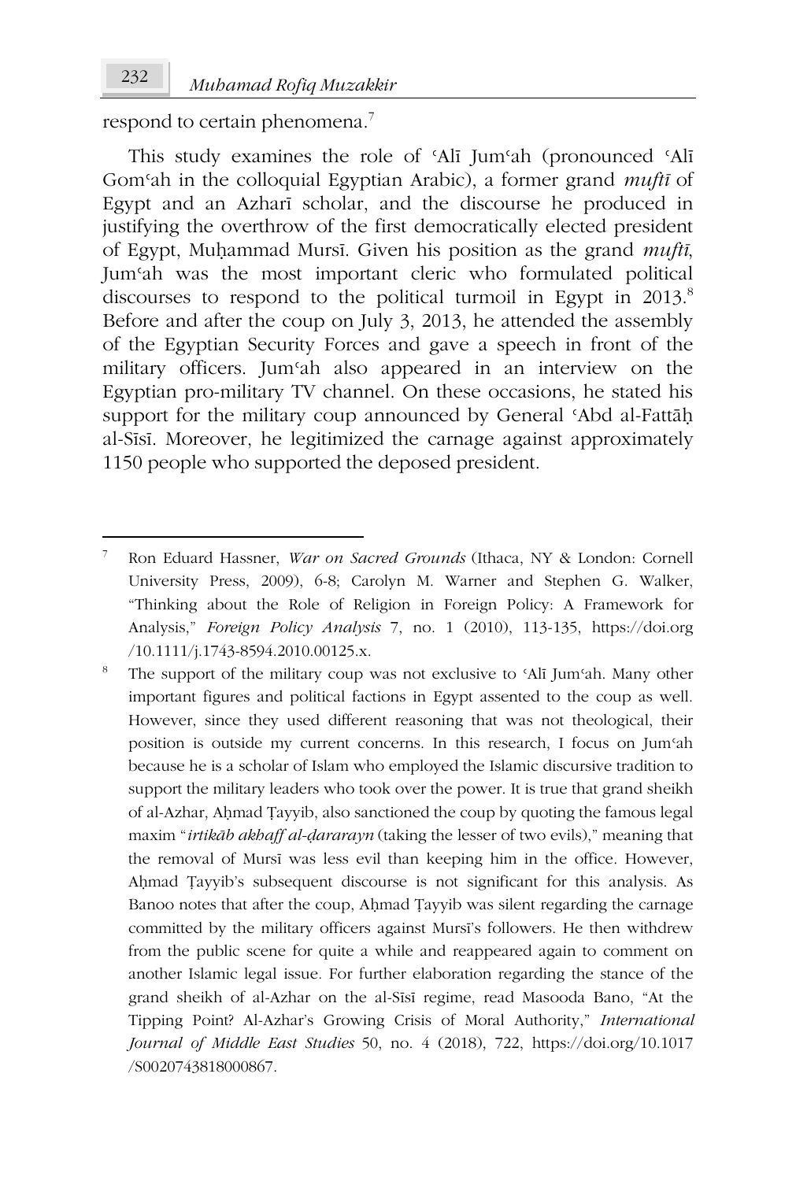respond to certain phenomena.[7]

This study examines the role of ʿAlī Jumʿah (pronounced ʿAlī Gomʿah in the colloquial Egyptian Arabic), a former grand *muftī* of Egypt and an Azharī scholar, and the discourse he produced in justifying the overthrow of the first democratically elected president of Egypt, Muḥammad Mursī. Given his position as the grand *muftī*, Jumʿah was the most important cleric who formulated political discourses to respond to the political turmoil in Egypt in 2013.[8] Before and after the coup on July 3, 2013, he attended the assembly of the Egyptian Security Forces and gave a speech in front of the military officers. Jumʿah also appeared in an interview on the Egyptian pro-military TV channel. On these occasions, he stated his support for the military coup announced by General ʿAbd al-Fattāḥ al-Sīsī. Moreover, he legitimized the carnage against approximately 1150 people who supported the deposed president.

---

[7] Ron Eduard Hassner, *War on Sacred Grounds* (Ithaca, NY & London: Cornell University Press, 2009), 6-8; Carolyn M. Warner and Stephen G. Walker, "Thinking about the Role of Religion in Foreign Policy: A Framework for Analysis," *Foreign Policy Analysis* 7, no. 1 (2010), 113-135, https://doi.org/10.1111/j.1743-8594.2010.00125.x.

[8] The support of the military coup was not exclusive to ʿAlī Jumʿah. Many other important figures and political factions in Egypt assented to the coup as well. However, since they used different reasoning that was not theological, their position is outside my current concerns. In this research, I focus on Jumʿah because he is a scholar of Islam who employed the Islamic discursive tradition to support the military leaders who took over the power. It is true that grand sheikh of al-Azhar, Aḥmad Ṭayyib, also sanctioned the coup by quoting the famous legal maxim "*irtikāb akhaff al-ḍararayn* (taking the lesser of two evils)," meaning that the removal of Mursī was less evil than keeping him in the office. However, Aḥmad Ṭayyib's subsequent discourse is not significant for this analysis. As Banoo notes that after the coup, Aḥmad Ṭayyib was silent regarding the carnage committed by the military officers against Mursī's followers. He then withdrew from the public scene for quite a while and reappeared again to comment on another Islamic legal issue. For further elaboration regarding the stance of the grand sheikh of al-Azhar on the al-Sīsī regime, read Masooda Bano, "At the Tipping Point? Al-Azhar's Growing Crisis of Moral Authority," *International Journal of Middle East Studies* 50, no. 4 (2018), 722, https://doi.org/10.1017/S0020743818000867.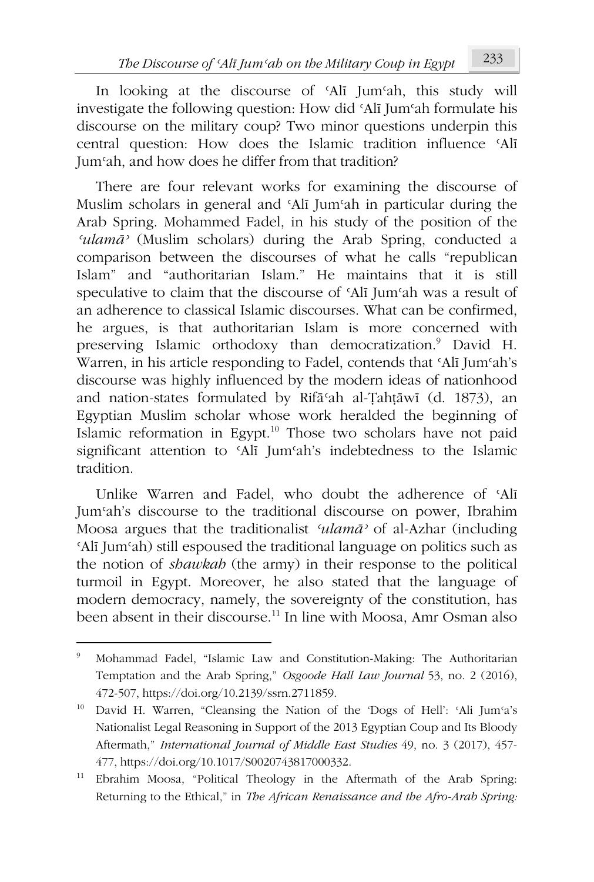In looking at the discourse of ʿAlī Jumʿah, this study will investigate the following question: How did ʿAlī Jumʿah formulate his discourse on the military coup? Two minor questions underpin this central question: How does the Islamic tradition influence ʿAlī Jumʿah, and how does he differ from that tradition?

There are four relevant works for examining the discourse of Muslim scholars in general and ʿAlī Jumʿah in particular during the Arab Spring. Mohammed Fadel, in his study of the position of the *ʿulamāʾ* (Muslim scholars) during the Arab Spring, conducted a comparison between the discourses of what he calls "republican Islam" and "authoritarian Islam." He maintains that it is still speculative to claim that the discourse of ʿAlī Jumʿah was a result of an adherence to classical Islamic discourses. What can be confirmed, he argues, is that authoritarian Islam is more concerned with preserving Islamic orthodoxy than democratization.[9] David H. Warren, in his article responding to Fadel, contends that ʿAlī Jumʿah's discourse was highly influenced by the modern ideas of nationhood and nation-states formulated by Rifāʿah al-Ṭahṭāwī (d. 1873), an Egyptian Muslim scholar whose work heralded the beginning of Islamic reformation in Egypt.[10] Those two scholars have not paid significant attention to ʿAlī Jumʿah's indebtedness to the Islamic tradition.

Unlike Warren and Fadel, who doubt the adherence of ʿAlī Jumʿah's discourse to the traditional discourse on power, Ibrahim Moosa argues that the traditionalist *ʿulamāʾ* of al-Azhar (including ʿAlī Jumʿah) still espoused the traditional language on politics such as the notion of *shawkah* (the army) in their response to the political turmoil in Egypt. Moreover, he also stated that the language of modern democracy, namely, the sovereignty of the constitution, has been absent in their discourse.[11] In line with Moosa, Amr Osman also

---

[9] Mohammad Fadel, "Islamic Law and Constitution-Making: The Authoritarian Temptation and the Arab Spring," *Osgoode Hall Law Journal* 53, no. 2 (2016), 472-507, https://doi.org/10.2139/ssrn.2711859.

[10] David H. Warren, "Cleansing the Nation of the 'Dogs of Hell': ʿAli Jumʿa's Nationalist Legal Reasoning in Support of the 2013 Egyptian Coup and Its Bloody Aftermath," *International Journal of Middle East Studies* 49, no. 3 (2017), 457-477, https://doi.org/10.1017/S0020743817000332.

[11] Ebrahim Moosa, "Political Theology in the Aftermath of the Arab Spring: Returning to the Ethical," in *The African Renaissance and the Afro-Arab Spring:*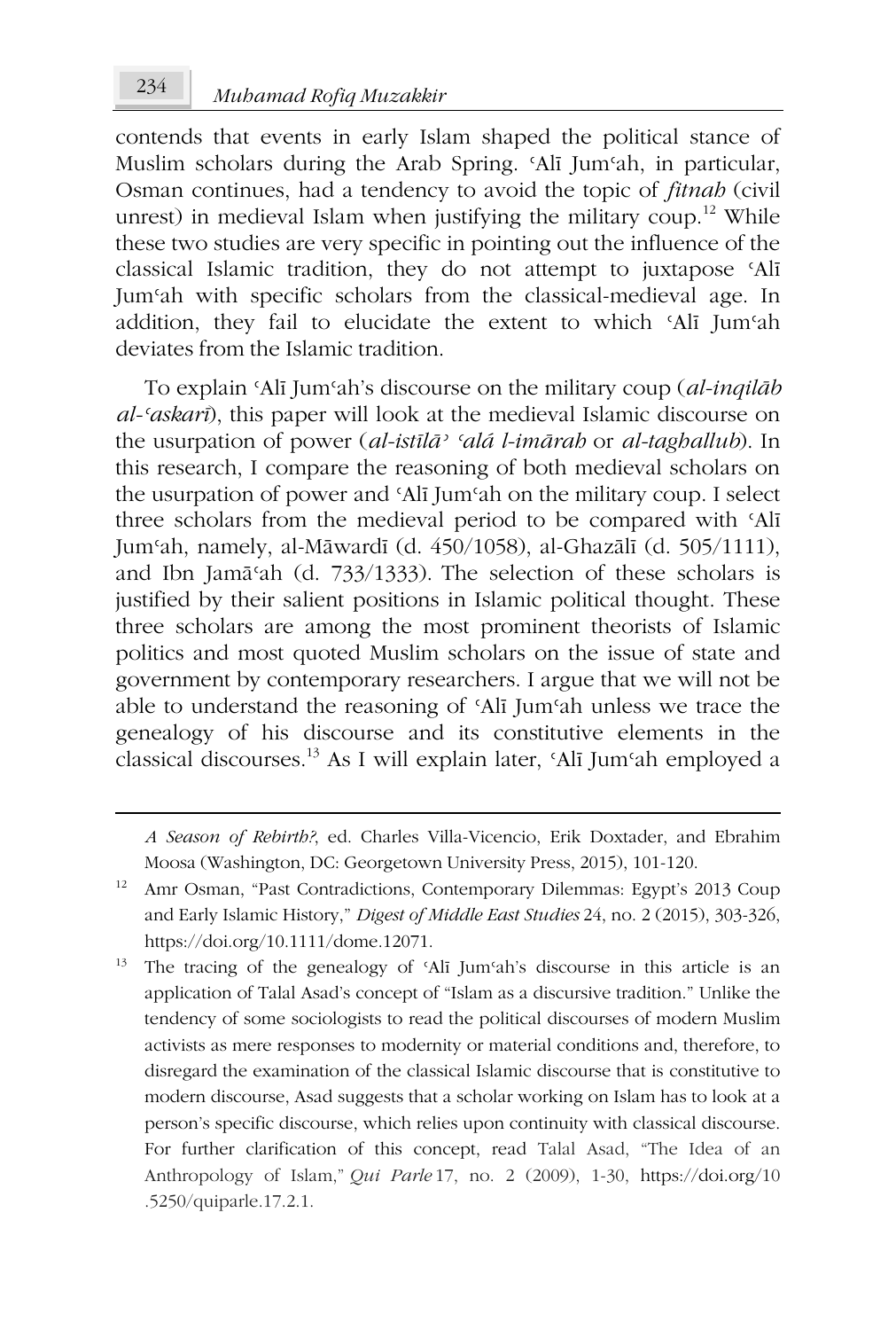contends that events in early Islam shaped the political stance of Muslim scholars during the Arab Spring. ʿAlī Jumʿah, in particular, Osman continues, had a tendency to avoid the topic of *fitnah* (civil unrest) in medieval Islam when justifying the military coup.[12] While these two studies are very specific in pointing out the influence of the classical Islamic tradition, they do not attempt to juxtapose ʿAlī Jumʿah with specific scholars from the classical-medieval age. In addition, they fail to elucidate the extent to which ʿAlī Jumʿah deviates from the Islamic tradition.

To explain ʿAlī Jumʿah's discourse on the military coup (*al-inqilāb al-ʿaskarī*), this paper will look at the medieval Islamic discourse on the usurpation of power (*al-istīlāʾ ʿalá l-imārah* or *al-taghallub*). In this research, I compare the reasoning of both medieval scholars on the usurpation of power and ʿAlī Jumʿah on the military coup. I select three scholars from the medieval period to be compared with ʿAlī Jumʿah, namely, al-Māwardī (d. 450/1058), al-Ghazālī (d. 505/1111), and Ibn Jamāʿah (d. 733/1333). The selection of these scholars is justified by their salient positions in Islamic political thought. These three scholars are among the most prominent theorists of Islamic politics and most quoted Muslim scholars on the issue of state and government by contemporary researchers. I argue that we will not be able to understand the reasoning of ʿAlī Jumʿah unless we trace the genealogy of his discourse and its constitutive elements in the classical discourses.[13] As I will explain later, ʿAlī Jumʿah employed a

---

*A Season of Rebirth?*, ed. Charles Villa-Vicencio, Erik Doxtader, and Ebrahim Moosa (Washington, DC: Georgetown University Press, 2015), 101-120.

[12] Amr Osman, "Past Contradictions, Contemporary Dilemmas: Egypt's 2013 Coup and Early Islamic History," *Digest of Middle East Studies* 24, no. 2 (2015), 303-326, https://doi.org/10.1111/dome.12071.

[13] The tracing of the genealogy of ʿAlī Jumʿah's discourse in this article is an application of Talal Asad's concept of "Islam as a discursive tradition." Unlike the tendency of some sociologists to read the political discourses of modern Muslim activists as mere responses to modernity or material conditions and, therefore, to disregard the examination of the classical Islamic discourse that is constitutive to modern discourse, Asad suggests that a scholar working on Islam has to look at a person's specific discourse, which relies upon continuity with classical discourse. For further clarification of this concept, read Talal Asad, "The Idea of an Anthropology of Islam," *Qui Parle* 17, no. 2 (2009), 1-30, https://doi.org/10.5250/quiparle.17.2.1.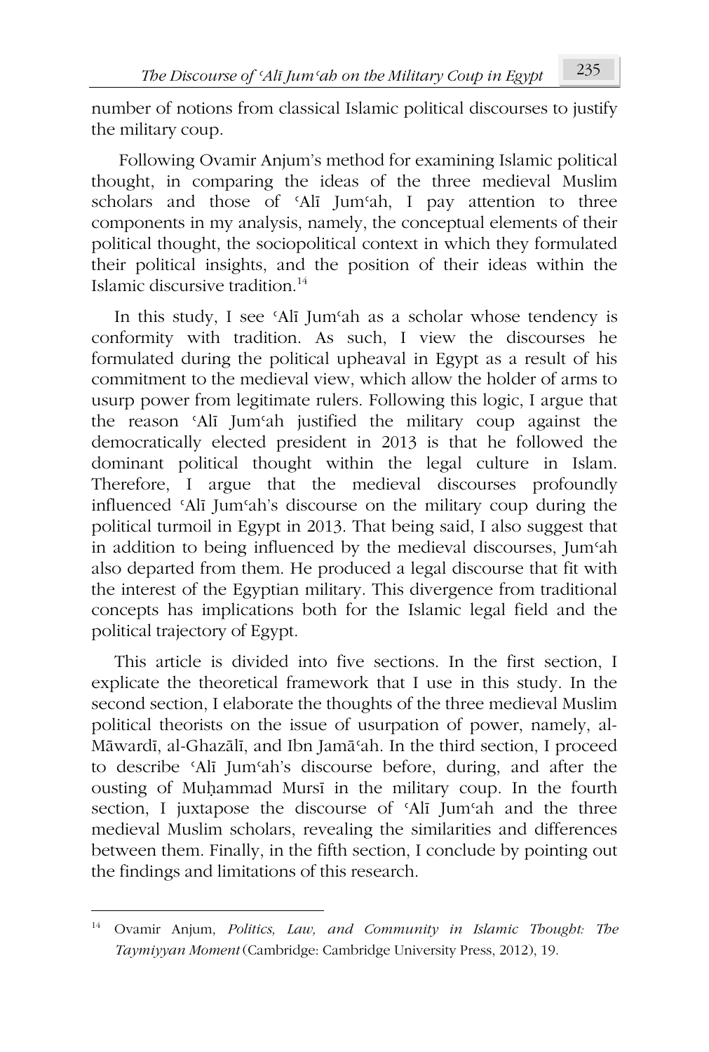number of notions from classical Islamic political discourses to justify the military coup.

Following Ovamir Anjum's method for examining Islamic political thought, in comparing the ideas of the three medieval Muslim scholars and those of ʿAlī Jumʿah, I pay attention to three components in my analysis, namely, the conceptual elements of their political thought, the sociopolitical context in which they formulated their political insights, and the position of their ideas within the Islamic discursive tradition.[14]

In this study, I see ʿAlī Jumʿah as a scholar whose tendency is conformity with tradition. As such, I view the discourses he formulated during the political upheaval in Egypt as a result of his commitment to the medieval view, which allow the holder of arms to usurp power from legitimate rulers. Following this logic, I argue that the reason ʿAlī Jumʿah justified the military coup against the democratically elected president in 2013 is that he followed the dominant political thought within the legal culture in Islam. Therefore, I argue that the medieval discourses profoundly influenced ʿAlī Jumʿah's discourse on the military coup during the political turmoil in Egypt in 2013. That being said, I also suggest that in addition to being influenced by the medieval discourses, Jumʿah also departed from them. He produced a legal discourse that fit with the interest of the Egyptian military. This divergence from traditional concepts has implications both for the Islamic legal field and the political trajectory of Egypt.

This article is divided into five sections. In the first section, I explicate the theoretical framework that I use in this study. In the second section, I elaborate the thoughts of the three medieval Muslim political theorists on the issue of usurpation of power, namely, al-Māwardī, al-Ghazālī, and Ibn Jamāʿah. In the third section, I proceed to describe ʿAlī Jumʿah's discourse before, during, and after the ousting of Muḥammad Mursī in the military coup. In the fourth section, I juxtapose the discourse of ʿAlī Jumʿah and the three medieval Muslim scholars, revealing the similarities and differences between them. Finally, in the fifth section, I conclude by pointing out the findings and limitations of this research.

---

[14] Ovamir Anjum, *Politics, Law, and Community in Islamic Thought: The Taymiyyan Moment* (Cambridge: Cambridge University Press, 2012), 19.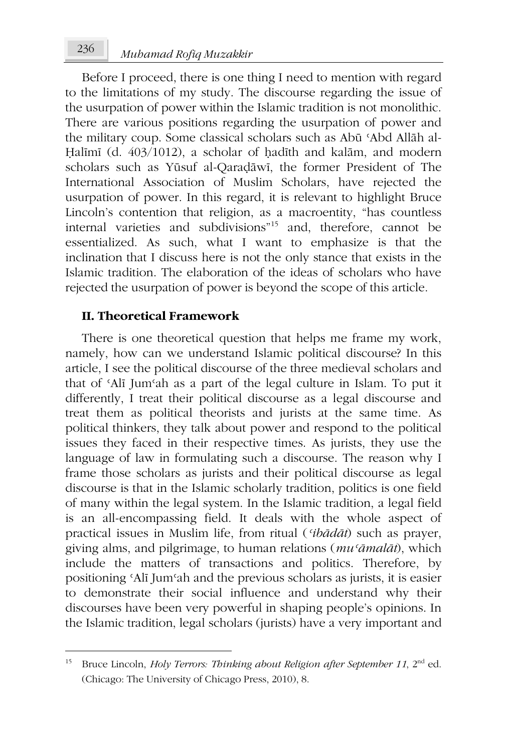Before I proceed, there is one thing I need to mention with regard to the limitations of my study. The discourse regarding the issue of the usurpation of power within the Islamic tradition is not monolithic. There are various positions regarding the usurpation of power and the military coup. Some classical scholars such as Abū ʿAbd Allāh al-Ḥalīmī (d. 403/1012), a scholar of ḥadīth and kalām, and modern scholars such as Yūsuf al-Qaraḍāwī, the former President of The International Association of Muslim Scholars, have rejected the usurpation of power. In this regard, it is relevant to highlight Bruce Lincoln's contention that religion, as a macroentity, "has countless internal varieties and subdivisions"[15] and, therefore, cannot be essentialized. As such, what I want to emphasize is that the inclination that I discuss here is not the only stance that exists in the Islamic tradition. The elaboration of the ideas of scholars who have rejected the usurpation of power is beyond the scope of this article.

## II. Theoretical Framework

There is one theoretical question that helps me frame my work, namely, how can we understand Islamic political discourse? In this article, I see the political discourse of the three medieval scholars and that of ʿAlī Jumʿah as a part of the legal culture in Islam. To put it differently, I treat their political discourse as a legal discourse and treat them as political theorists and jurists at the same time. As political thinkers, they talk about power and respond to the political issues they faced in their respective times. As jurists, they use the language of law in formulating such a discourse. The reason why I frame those scholars as jurists and their political discourse as legal discourse is that in the Islamic scholarly tradition, politics is one field of many within the legal system. In the Islamic tradition, a legal field is an all-encompassing field. It deals with the whole aspect of practical issues in Muslim life, from ritual (*ʿibādāt*) such as prayer, giving alms, and pilgrimage, to human relations (*muʿāmalāt*), which include the matters of transactions and politics. Therefore, by positioning ʿAlī Jumʿah and the previous scholars as jurists, it is easier to demonstrate their social influence and understand why their discourses have been very powerful in shaping people's opinions. In the Islamic tradition, legal scholars (jurists) have a very important and

---

[15] Bruce Lincoln, *Holy Terrors: Thinking about Religion after September 11*, 2nd ed. (Chicago: The University of Chicago Press, 2010), 8.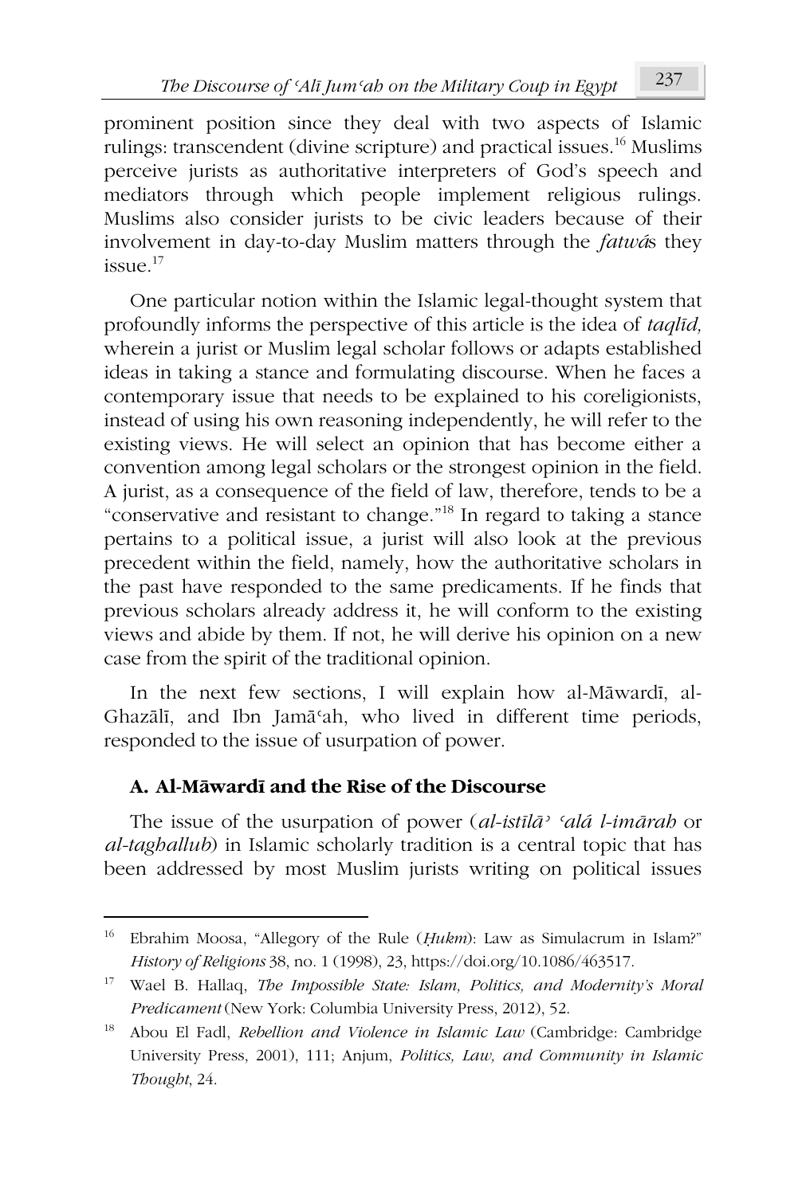prominent position since they deal with two aspects of Islamic rulings: transcendent (divine scripture) and practical issues.[16] Muslims perceive jurists as authoritative interpreters of God's speech and mediators through which people implement religious rulings. Muslims also consider jurists to be civic leaders because of their involvement in day-to-day Muslim matters through the *fatwā*s they issue.[17]

One particular notion within the Islamic legal-thought system that profoundly informs the perspective of this article is the idea of *taqlīd,* wherein a jurist or Muslim legal scholar follows or adapts established ideas in taking a stance and formulating discourse. When he faces a contemporary issue that needs to be explained to his coreligionists, instead of using his own reasoning independently, he will refer to the existing views. He will select an opinion that has become either a convention among legal scholars or the strongest opinion in the field. A jurist, as a consequence of the field of law, therefore, tends to be a "conservative and resistant to change."[18] In regard to taking a stance pertains to a political issue, a jurist will also look at the previous precedent within the field, namely, how the authoritative scholars in the past have responded to the same predicaments. If he finds that previous scholars already address it, he will conform to the existing views and abide by them. If not, he will derive his opinion on a new case from the spirit of the traditional opinion.

In the next few sections, I will explain how al-Māwardī, al-Ghazālī, and Ibn Jamāʿah, who lived in different time periods, responded to the issue of usurpation of power.

### A. Al-Māwardī and the Rise of the Discourse

The issue of the usurpation of power (*al-istīlāʾ ʿalá l-imārah* or *al-taghallub*) in Islamic scholarly tradition is a central topic that has been addressed by most Muslim jurists writing on political issues

---

[16] Ebrahim Moosa, "Allegory of the Rule (*Ḥukm*): Law as Simulacrum in Islam?" *History of Religions* 38, no. 1 (1998), 23, https://doi.org/10.1086/463517.

[17] Wael B. Hallaq, *The Impossible State: Islam, Politics, and Modernity's Moral Predicament* (New York: Columbia University Press, 2012), 52.

[18] Abou El Fadl, *Rebellion and Violence in Islamic Law* (Cambridge: Cambridge University Press, 2001), 111; Anjum, *Politics, Law, and Community in Islamic Thought*, 24.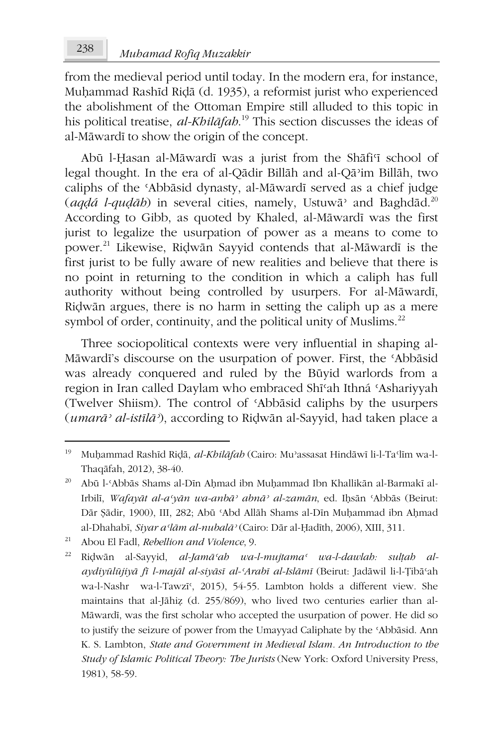from the medieval period until today. In the modern era, for instance, Muḥammad Rashīd Riḍā (d. 1935), a reformist jurist who experienced the abolishment of the Ottoman Empire still alluded to this topic in his political treatise, *al-Khilāfah*.[19] This section discusses the ideas of al-Māwardī to show the origin of the concept.

Abū l-Ḥasan al-Māwardī was a jurist from the Shāfiʿī school of legal thought. In the era of al-Qādir Billāh and al-Qāʾim Billāh, two caliphs of the ʿAbbāsid dynasty, al-Māwardī served as a chief judge (*aqḍá l-quḍāh*) in several cities, namely, Ustuwāʾ and Baghdād.[20] According to Gibb, as quoted by Khaled, al-Māwardī was the first jurist to legalize the usurpation of power as a means to come to power.[21] Likewise, Riḍwān Sayyid contends that al-Māwardī is the first jurist to be fully aware of new realities and believe that there is no point in returning to the condition in which a caliph has full authority without being controlled by usurpers. For al-Māwardī, Riḍwān argues, there is no harm in setting the caliph up as a mere symbol of order, continuity, and the political unity of Muslims.[22]

Three sociopolitical contexts were very influential in shaping al-Māwardī's discourse on the usurpation of power. First, the ʿAbbāsid was already conquered and ruled by the Būyid warlords from a region in Iran called Daylam who embraced Shīʿah Ithná ʿAshariyyah (Twelver Shiism). The control of ʿAbbāsid caliphs by the usurpers (*umarāʾ al-istīlāʾ*), according to Riḍwān al-Sayyid, had taken place a

---

[19] Muḥammad Rashīd Riḍā, *al-Khilāfah* (Cairo: Muʾassasat Hindāwī li-l-Taʿlīm wa-l-Thaqāfah, 2012), 38-40.

[20] Abū l-ʿAbbās Shams al-Dīn Aḥmad ibn Muḥammad Ibn Khallikān al-Barmakī al-Irbilī, *Wafayāt al-aʿyān wa-anbāʾ abnāʾ al-zamān*, ed. Iḥsān ʿAbbās (Beirut: Dār Ṣādir, 1900), III, 282; Abū ʿAbd Allāh Shams al-Dīn Muḥammad ibn Aḥmad al-Dhahabī, *Siyar aʿlām al-nubalāʾ* (Cairo: Dār al-Ḥadīth, 2006), XIII, 311.

[21] Abou El Fadl, *Rebellion and Violence*, 9.

[22] Riḍwān al-Sayyid, *al-Jamāʿah wa-l-mujtamaʿ wa-l-dawlah: sulṭah al-aydiyūlūjiyā fī l-majāl al-siyāsī al-ʿArabī al-Islāmī* (Beirut: Jadāwil li-l-Ṭibāʿah wa-l-Nashr wa-l-Tawzīʿ, 2015), 54-55. Lambton holds a different view. She maintains that al-Jāḥiẓ (d. 255/869), who lived two centuries earlier than al-Māwardī, was the first scholar who accepted the usurpation of power. He did so to justify the seizure of power from the Umayyad Caliphate by the ʿAbbāsid. Ann K. S. Lambton, *State and Government in Medieval Islam. An Introduction to the Study of Islamic Political Theory: The Jurists* (New York: Oxford University Press, 1981), 58-59.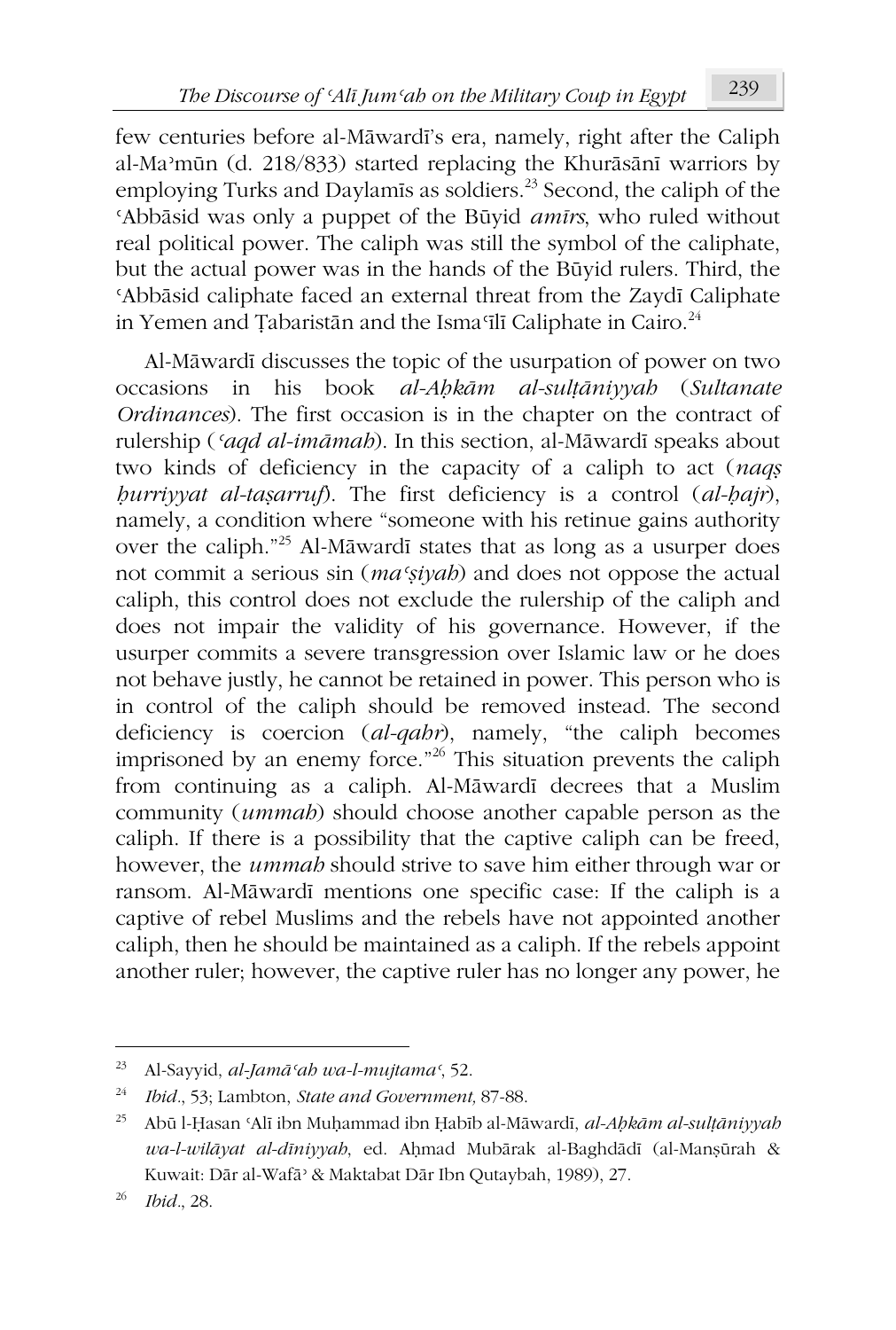few centuries before al-Māwardī's era, namely, right after the Caliph al-Maʾmūn (d. 218/833) started replacing the Khurāsānī warriors by employing Turks and Daylamīs as soldiers.[23] Second, the caliph of the ʿAbbāsid was only a puppet of the Būyid *amīrs*, who ruled without real political power. The caliph was still the symbol of the caliphate, but the actual power was in the hands of the Būyid rulers. Third, the ʿAbbāsid caliphate faced an external threat from the Zaydī Caliphate in Yemen and Ṭabaristān and the Ismaʿīlī Caliphate in Cairo.[24]

Al-Māwardī discusses the topic of the usurpation of power on two occasions in his book *al-Aḥkām al-sulṭāniyyah* (*Sultanate Ordinances*). The first occasion is in the chapter on the contract of rulership (*ʿaqd al-imāmah*). In this section, al-Māwardī speaks about two kinds of deficiency in the capacity of a caliph to act (*naqṣ ḥurriyyat al-taṣarruf*). The first deficiency is a control (*al-ḥajr*), namely, a condition where "someone with his retinue gains authority over the caliph."[25] Al-Māwardī states that as long as a usurper does not commit a serious sin (*maʿṣiyah*) and does not oppose the actual caliph, this control does not exclude the rulership of the caliph and does not impair the validity of his governance. However, if the usurper commits a severe transgression over Islamic law or he does not behave justly, he cannot be retained in power. This person who is in control of the caliph should be removed instead. The second deficiency is coercion (*al-qahr*), namely, "the caliph becomes imprisoned by an enemy force."[26] This situation prevents the caliph from continuing as a caliph. Al-Māwardī decrees that a Muslim community (*ummah*) should choose another capable person as the caliph. If there is a possibility that the captive caliph can be freed, however, the *ummah* should strive to save him either through war or ransom. Al-Māwardī mentions one specific case: If the caliph is a captive of rebel Muslims and the rebels have not appointed another caliph, then he should be maintained as a caliph. If the rebels appoint another ruler; however, the captive ruler has no longer any power, he

---

[23] Al-Sayyid, *al-Jamāʿah wa-l-mujtamaʿ*, 52.

[24] *Ibid*., 53; Lambton, *State and Government,* 87-88.

[25] Abū l-Ḥasan ʿAlī ibn Muḥammad ibn Ḥabīb al-Māwardī, *al-Aḥkām al-sulṭāniyyah wa-l-wilāyat al-dīniyyah*, ed. Aḥmad Mubārak al-Baghdādī (al-Manṣūrah & Kuwait: Dār al-Wafāʾ & Maktabat Dār Ibn Qutaybah, 1989), 27.

[26] *Ibid*., 28.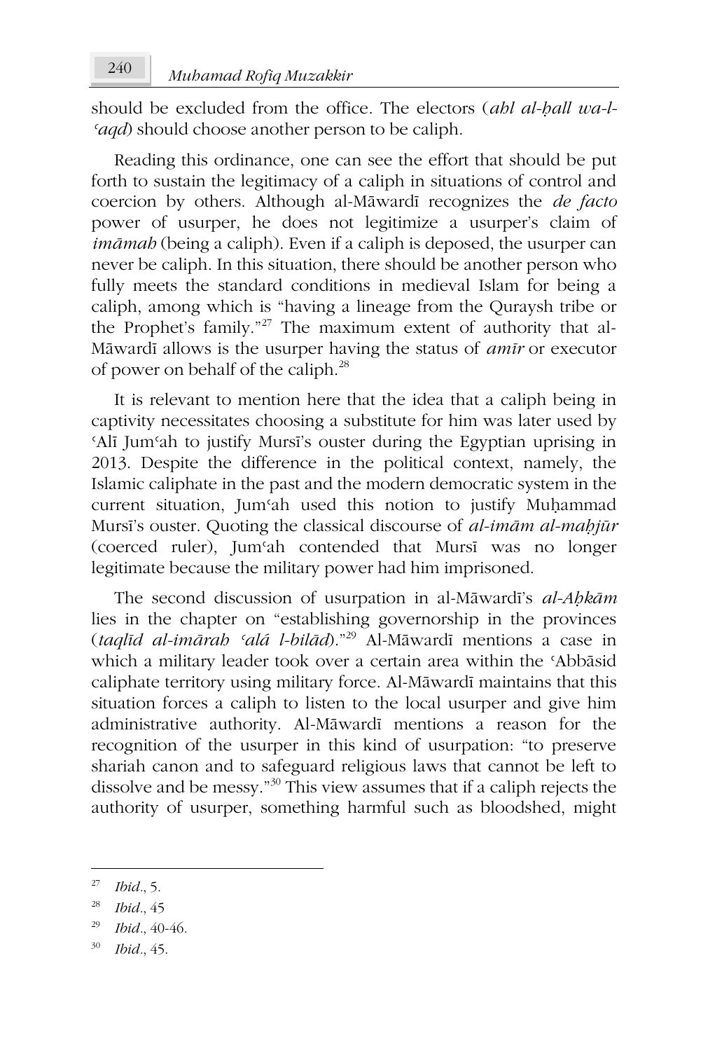should be excluded from the office. The electors (*ahl al-ḥall wa-l-ʿaqd*) should choose another person to be caliph.

Reading this ordinance, one can see the effort that should be put forth to sustain the legitimacy of a caliph in situations of control and coercion by others. Although al-Māwardī recognizes the *de facto* power of usurper, he does not legitimize a usurper's claim of *imāmah* (being a caliph). Even if a caliph is deposed, the usurper can never be caliph. In this situation, there should be another person who fully meets the standard conditions in medieval Islam for being a caliph, among which is "having a lineage from the Quraysh tribe or the Prophet's family."[27] The maximum extent of authority that al-Māwardī allows is the usurper having the status of *amīr* or executor of power on behalf of the caliph.[28]

It is relevant to mention here that the idea that a caliph being in captivity necessitates choosing a substitute for him was later used by ʿAlī Jumʿah to justify Mursī's ouster during the Egyptian uprising in 2013. Despite the difference in the political context, namely, the Islamic caliphate in the past and the modern democratic system in the current situation, Jumʿah used this notion to justify Muḥammad Mursī's ouster. Quoting the classical discourse of *al-imām al-maḥjūr* (coerced ruler), Jumʿah contended that Mursī was no longer legitimate because the military power had him imprisoned.

The second discussion of usurpation in al-Māwardī's *al-Aḥkām* lies in the chapter on "establishing governorship in the provinces (*taqlīd al-imārah ʿalá l-bilād*)."[29] Al-Māwardī mentions a case in which a military leader took over a certain area within the ʿAbbāsid caliphate territory using military force. Al-Māwardī maintains that this situation forces a caliph to listen to the local usurper and give him administrative authority. Al-Māwardī mentions a reason for the recognition of the usurper in this kind of usurpation: "to preserve shariah canon and to safeguard religious laws that cannot be left to dissolve and be messy."[30] This view assumes that if a caliph rejects the authority of usurper, something harmful such as bloodshed, might

---

[27] *Ibid*., 5.

[28] *Ibid*., 45

[29] *Ibid*., 40-46.

[30] *Ibid*., 45.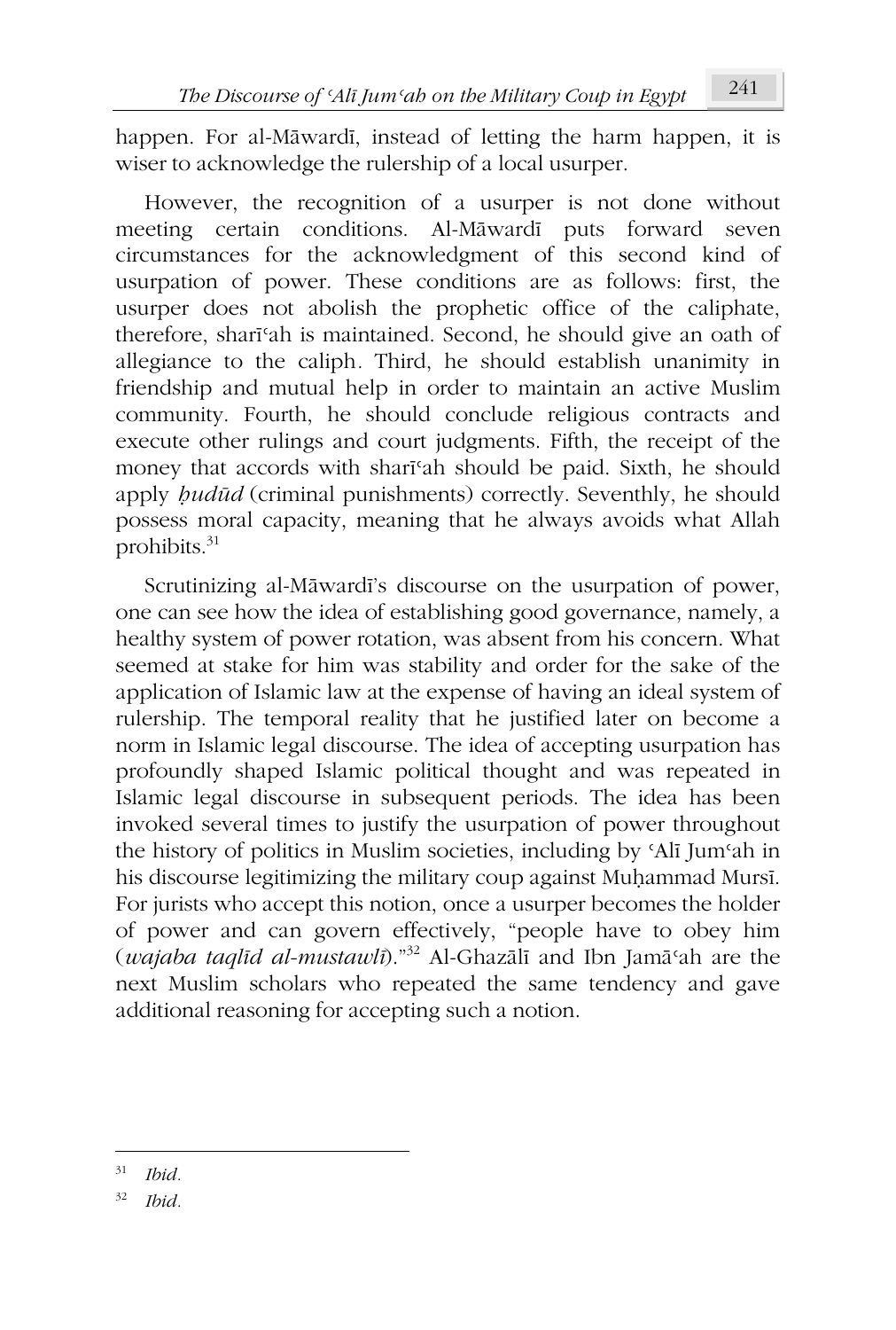happen. For al-Māwardī, instead of letting the harm happen, it is wiser to acknowledge the rulership of a local usurper.

However, the recognition of a usurper is not done without meeting certain conditions. Al-Māwardī puts forward seven circumstances for the acknowledgment of this second kind of usurpation of power. These conditions are as follows: first, the usurper does not abolish the prophetic office of the caliphate, therefore, sharīʿah is maintained. Second, he should give an oath of allegiance to the caliph. Third, he should establish unanimity in friendship and mutual help in order to maintain an active Muslim community. Fourth, he should conclude religious contracts and execute other rulings and court judgments. Fifth, the receipt of the money that accords with sharīʿah should be paid. Sixth, he should apply *ḥudūd* (criminal punishments) correctly. Seventhly, he should possess moral capacity, meaning that he always avoids what Allah prohibits.[31]

Scrutinizing al-Māwardī's discourse on the usurpation of power, one can see how the idea of establishing good governance, namely, a healthy system of power rotation, was absent from his concern. What seemed at stake for him was stability and order for the sake of the application of Islamic law at the expense of having an ideal system of rulership. The temporal reality that he justified later on become a norm in Islamic legal discourse. The idea of accepting usurpation has profoundly shaped Islamic political thought and was repeated in Islamic legal discourse in subsequent periods. The idea has been invoked several times to justify the usurpation of power throughout the history of politics in Muslim societies, including by ʿAlī Jumʿah in his discourse legitimizing the military coup against Muḥammad Mursī. For jurists who accept this notion, once a usurper becomes the holder of power and can govern effectively, "people have to obey him (*wajaba taqlīd al-mustawlī*)."[32] Al-Ghazālī and Ibn Jamāʿah are the next Muslim scholars who repeated the same tendency and gave additional reasoning for accepting such a notion.

---

[31] *Ibid.*

[32] *Ibid.*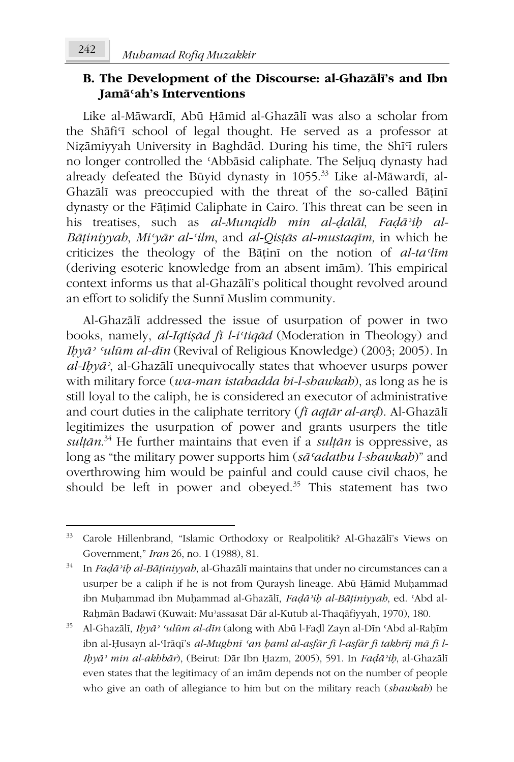### B. The Development of the Discourse: al-Ghazālī's and Ibn Jamāʿah's Interventions

Like al-Māwardī, Abū Ḥāmid al-Ghazālī was also a scholar from the Shāfiʿī school of legal thought. He served as a professor at Niẓāmiyyah University in Baghdād. During his time, the Shīʿī rulers no longer controlled the ʿAbbāsid caliphate. The Seljuq dynasty had already defeated the Būyid dynasty in 1055.[33] Like al-Māwardī, al-Ghazālī was preoccupied with the threat of the so-called Bāṭinī dynasty or the Fāṭimid Caliphate in Cairo. This threat can be seen in his treatises, such as *al-Munqidh min al-ḍalāl*, *Faḍāʾiḥ al-Bāṭiniyyah*, *Miʿyār al-ʿilm*, and *al-Qisṭās al-mustaqīm,* in which he criticizes the theology of the Bāṭinī on the notion of *al-taʿlīm* (deriving esoteric knowledge from an absent imām). This empirical context informs us that al-Ghazālī's political thought revolved around an effort to solidify the Sunnī Muslim community.

Al-Ghazālī addressed the issue of usurpation of power in two books, namely, *al-Iqtiṣād fī l-iʿtiqād* (Moderation in Theology) and *Iḥyāʾ ʿulūm al-dīn* (Revival of Religious Knowledge) (2003; 2005). In *al-Iḥyāʾ*, al-Ghazālī unequivocally states that whoever usurps power with military force (*wa-man istabadda bi-l-shawkah*), as long as he is still loyal to the caliph, he is considered an executor of administrative and court duties in the caliphate territory (*fī aqṭār al-arḍ*). Al-Ghazālī legitimizes the usurpation of power and grants usurpers the title *sulṭān*.[34] He further maintains that even if a *sulṭān* is oppressive, as long as "the military power supports him (*sāʿadathu l-shawkah*)" and overthrowing him would be painful and could cause civil chaos, he should be left in power and obeyed.[35] This statement has two

---

[33] Carole Hillenbrand, "Islamic Orthodoxy or Realpolitik? Al-Ghazālī's Views on Government," *Iran* 26, no. 1 (1988), 81.

[34] In *Faḍāʾiḥ al-Bāṭiniyyah*, al-Ghazālī maintains that under no circumstances can a usurper be a caliph if he is not from Quraysh lineage. Abū Ḥāmid Muḥammad ibn Muḥammad ibn Muḥammad al-Ghazālī, *Faḍāʾiḥ al-Bāṭiniyyah*, ed. ʿAbd al-Raḥmān Badawī (Kuwait: Muʾassasat Dār al-Kutub al-Thaqāfiyyah, 1970), 180.

[35] Al-Ghazālī, *Iḥyāʾ ʿulūm al-dīn* (along with Abū l-Faḍl Zayn al-Dīn ʿAbd al-Raḥīm ibn al-Ḥusayn al-ʿIrāqī's *al-Mughnī ʿan ḥaml al-asfār fī l-asfār fī takhrīj mā fī l-Iḥyāʾ min al-akhbār*), (Beirut: Dār Ibn Ḥazm, 2005), 591. In *Faḍāʾiḥ*, al-Ghazālī even states that the legitimacy of an imām depends not on the number of people who give an oath of allegiance to him but on the military reach (*shawkah*) he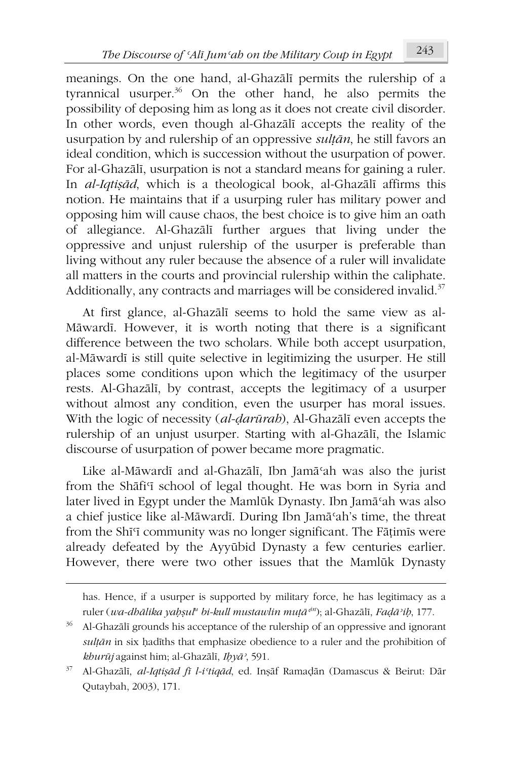meanings. On the one hand, al-Ghazālī permits the rulership of a tyrannical usurper.[36] On the other hand, he also permits the possibility of deposing him as long as it does not create civil disorder. In other words, even though al-Ghazālī accepts the reality of the usurpation by and rulership of an oppressive *sulṭān*, he still favors an ideal condition, which is succession without the usurpation of power. For al-Ghazālī, usurpation is not a standard means for gaining a ruler. In *al-Iqtiṣād*, which is a theological book, al-Ghazālī affirms this notion. He maintains that if a usurping ruler has military power and opposing him will cause chaos, the best choice is to give him an oath of allegiance. Al-Ghazālī further argues that living under the oppressive and unjust rulership of the usurper is preferable than living without any ruler because the absence of a ruler will invalidate all matters in the courts and provincial rulership within the caliphate. Additionally, any contracts and marriages will be considered invalid.[37]

At first glance, al-Ghazālī seems to hold the same view as al-Māwardī. However, it is worth noting that there is a significant difference between the two scholars. While both accept usurpation, al-Māwardī is still quite selective in legitimizing the usurper. He still places some conditions upon which the legitimacy of the usurper rests. Al-Ghazālī, by contrast, accepts the legitimacy of a usurper without almost any condition, even the usurper has moral issues. With the logic of necessity (*al-ḍarūrah*), Al-Ghazālī even accepts the rulership of an unjust usurper. Starting with al-Ghazālī, the Islamic discourse of usurpation of power became more pragmatic.

Like al-Māwardī and al-Ghazālī, Ibn Jamāʿah was also the jurist from the Shāfiʿī school of legal thought. He was born in Syria and later lived in Egypt under the Mamlūk Dynasty. Ibn Jamāʿah was also a chief justice like al-Māwardī. During Ibn Jamāʿah's time, the threat from the Shīʿī community was no longer significant. The Fāṭimīs were already defeated by the Ayyūbid Dynasty a few centuries earlier. However, there were two other issues that the Mamlūk Dynasty

---

has. Hence, if a usurper is supported by military force, he has legitimacy as a ruler (*wa-dhālika yaḥṣul^u bi-kull mustawlin muṭāʿ^in*); al-Ghazālī, *Faḍāʾiḥ*, 177.

[36] Al-Ghazālī grounds his acceptance of the rulership of an oppressive and ignorant *sulṭān* in six ḥadīths that emphasize obedience to a ruler and the prohibition of *khurūj* against him; al-Ghazālī, *Iḥyāʾ*, 591.

[37] Al-Ghazālī, *al-Iqtiṣād fī l-iʿtiqād*, ed. Inṣāf Ramaḍān (Damascus & Beirut: Dār Qutaybah, 2003), 171.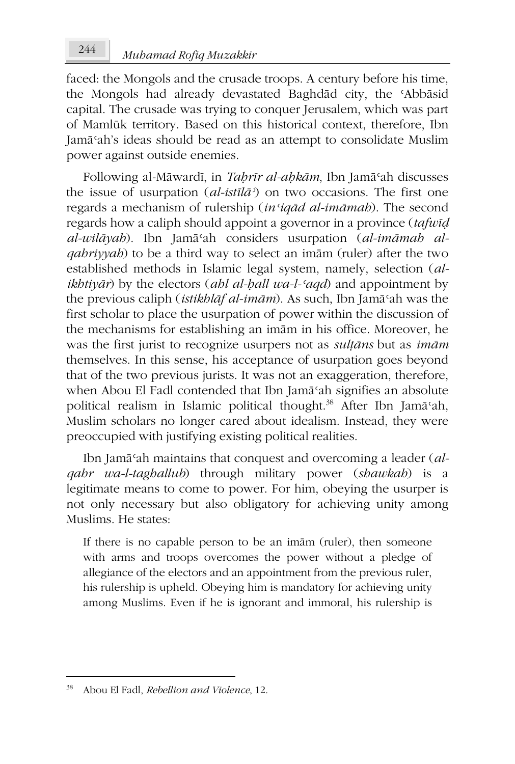faced: the Mongols and the crusade troops. A century before his time, the Mongols had already devastated Baghdād city, the ʿAbbāsid capital. The crusade was trying to conquer Jerusalem, which was part of Mamlūk territory. Based on this historical context, therefore, Ibn Jamāʿah's ideas should be read as an attempt to consolidate Muslim power against outside enemies.

Following al-Māwardī, in *Taḥrīr al-aḥkām*, Ibn Jamāʿah discusses the issue of usurpation (*al-istīlāʾ*) on two occasions. The first one regards a mechanism of rulership (*inʿiqād al-imāmah*). The second regards how a caliph should appoint a governor in a province (*tafwīḍ al-wilāyah*). Ibn Jamāʿah considers usurpation (*al-imāmah al-qahriyyah*) to be a third way to select an imām (ruler) after the two established methods in Islamic legal system, namely, selection (*al-ikhtiyār*) by the electors (*ahl al-ḥall wa-l-ʿaqd*) and appointment by the previous caliph (*istikhlāf al-imām*). As such, Ibn Jamāʿah was the first scholar to place the usurpation of power within the discussion of the mechanisms for establishing an imām in his office. Moreover, he was the first jurist to recognize usurpers not as *sulṭāns* but as *imām* themselves. In this sense, his acceptance of usurpation goes beyond that of the two previous jurists. It was not an exaggeration, therefore, when Abou El Fadl contended that Ibn Jamāʿah signifies an absolute political realism in Islamic political thought.[38] After Ibn Jamāʿah, Muslim scholars no longer cared about idealism. Instead, they were preoccupied with justifying existing political realities.

Ibn Jamāʿah maintains that conquest and overcoming a leader (*al-qahr wa-l-taghallub*) through military power (*shawkah*) is a legitimate means to come to power. For him, obeying the usurper is not only necessary but also obligatory for achieving unity among Muslims. He states:

> If there is no capable person to be an imām (ruler), then someone with arms and troops overcomes the power without a pledge of allegiance of the electors and an appointment from the previous ruler, his rulership is upheld. Obeying him is mandatory for achieving unity among Muslims. Even if he is ignorant and immoral, his rulership is

---

[38] Abou El Fadl, *Rebellion and Violence*, 12.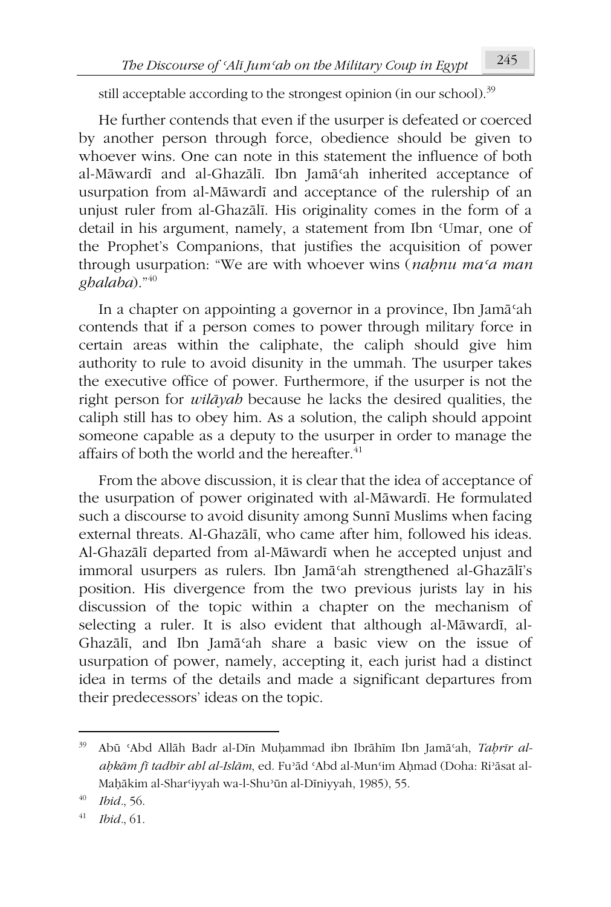still acceptable according to the strongest opinion (in our school).[39]

He further contends that even if the usurper is defeated or coerced by another person through force, obedience should be given to whoever wins. One can note in this statement the influence of both al-Māwardī and al-Ghazālī. Ibn Jamāʿah inherited acceptance of usurpation from al-Māwardī and acceptance of the rulership of an unjust ruler from al-Ghazālī. His originality comes in the form of a detail in his argument, namely, a statement from Ibn ʿUmar, one of the Prophet's Companions, that justifies the acquisition of power through usurpation: "We are with whoever wins (*naḥnu maʿa man ghalaba*)."[40]

In a chapter on appointing a governor in a province, Ibn Jamāʿah contends that if a person comes to power through military force in certain areas within the caliphate, the caliph should give him authority to rule to avoid disunity in the ummah. The usurper takes the executive office of power. Furthermore, if the usurper is not the right person for *wilāyah* because he lacks the desired qualities, the caliph still has to obey him. As a solution, the caliph should appoint someone capable as a deputy to the usurper in order to manage the affairs of both the world and the hereafter.[41]

From the above discussion, it is clear that the idea of acceptance of the usurpation of power originated with al-Māwardī. He formulated such a discourse to avoid disunity among Sunnī Muslims when facing external threats. Al-Ghazālī, who came after him, followed his ideas. Al-Ghazālī departed from al-Māwardī when he accepted unjust and immoral usurpers as rulers. Ibn Jamāʿah strengthened al-Ghazālī's position. His divergence from the two previous jurists lay in his discussion of the topic within a chapter on the mechanism of selecting a ruler. It is also evident that although al-Māwardī, al-Ghazālī, and Ibn Jamāʿah share a basic view on the issue of usurpation of power, namely, accepting it, each jurist had a distinct idea in terms of the details and made a significant departures from their predecessors' ideas on the topic.

---

[39] Abū ʿAbd Allāh Badr al-Dīn Muḥammad ibn Ibrāhīm Ibn Jamāʿah, *Taḥrīr al-aḥkām fī tadbīr ahl al-Islām*, ed. Fuʾād ʿAbd al-Munʿim Aḥmad (Doha: Riʾāsat al-Maḥākim al-Sharʿiyyah wa-l-Shuʾūn al-Dīniyyah, 1985), 55.

[40] *Ibid*., 56.

[41] *Ibid*., 61.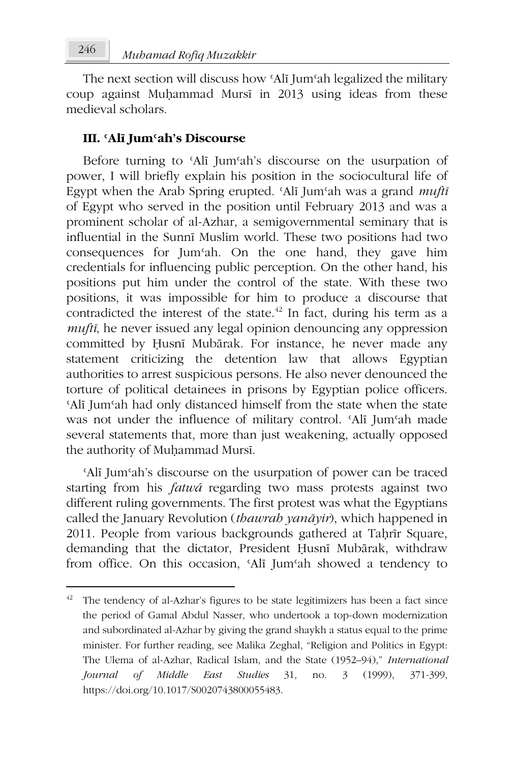The next section will discuss how ʿAlī Jumʿah legalized the military coup against Muḥammad Mursī in 2013 using ideas from these medieval scholars.

### III. ʿAlī Jumʿah's Discourse

Before turning to ʿAlī Jumʿah's discourse on the usurpation of power, I will briefly explain his position in the sociocultural life of Egypt when the Arab Spring erupted. ʿAlī Jumʿah was a grand *muftī* of Egypt who served in the position until February 2013 and was a prominent scholar of al-Azhar, a semigovernmental seminary that is influential in the Sunnī Muslim world. These two positions had two consequences for Jumʿah. On the one hand, they gave him credentials for influencing public perception. On the other hand, his positions put him under the control of the state. With these two positions, it was impossible for him to produce a discourse that contradicted the interest of the state.[42] In fact, during his term as a *muftī*, he never issued any legal opinion denouncing any oppression committed by Ḥusnī Mubārak. For instance, he never made any statement criticizing the detention law that allows Egyptian authorities to arrest suspicious persons. He also never denounced the torture of political detainees in prisons by Egyptian police officers. ʿAlī Jumʿah had only distanced himself from the state when the state was not under the influence of military control. ʿAlī Jumʿah made several statements that, more than just weakening, actually opposed the authority of Muḥammad Mursī.

ʿAlī Jumʿah's discourse on the usurpation of power can be traced starting from his *fatwá* regarding two mass protests against two different ruling governments. The first protest was what the Egyptians called the January Revolution (*thawrah yanāyir*), which happened in 2011. People from various backgrounds gathered at Taḥrīr Square, demanding that the dictator, President Ḥusnī Mubārak, withdraw from office. On this occasion, ʿAlī Jumʿah showed a tendency to

---

[42] The tendency of al-Azhar's figures to be state legitimizers has been a fact since the period of Gamal Abdul Nasser, who undertook a top-down modernization and subordinated al-Azhar by giving the grand shaykh a status equal to the prime minister. For further reading, see Malika Zeghal, "Religion and Politics in Egypt: The Ulema of al-Azhar, Radical Islam, and the State (1952–94)," *International Journal of Middle East Studies* 31, no. 3 (1999), 371-399, https://doi.org/10.1017/S0020743800055483.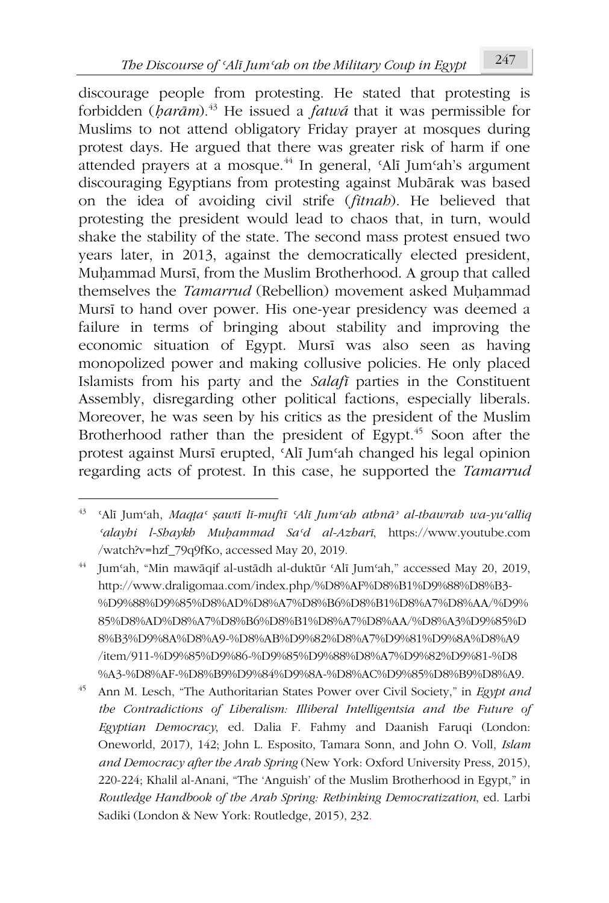discourage people from protesting. He stated that protesting is forbidden (*ḥarām*).[43] He issued a *fatwá* that it was permissible for Muslims to not attend obligatory Friday prayer at mosques during protest days. He argued that there was greater risk of harm if one attended prayers at a mosque.[44] In general, ʿAlī Jumʿah's argument discouraging Egyptians from protesting against Mubārak was based on the idea of avoiding civil strife (*fitnah*). He believed that protesting the president would lead to chaos that, in turn, would shake the stability of the state. The second mass protest ensued two years later, in 2013, against the democratically elected president, Muḥammad Mursī, from the Muslim Brotherhood. A group that called themselves the *Tamarrud* (Rebellion) movement asked Muḥammad Mursī to hand over power. His one-year presidency was deemed a failure in terms of bringing about stability and improving the economic situation of Egypt. Mursī was also seen as having monopolized power and making collusive policies. He only placed Islamists from his party and the *Salafī* parties in the Constituent Assembly, disregarding other political factions, especially liberals. Moreover, he was seen by his critics as the president of the Muslim Brotherhood rather than the president of Egypt.[45] Soon after the protest against Mursī erupted, ʿAlī Jumʿah changed his legal opinion regarding acts of protest. In this case, he supported the *Tamarrud*

---

[43] ʿAlī Jumʿah, *Maqṭaʿ ṣawtī lī-muftī ʿAlī Jumʿah athnāʾ al-thawrah wa-yuʿalliq ʿalayhi l-Shaykh Muḥammad Saʿd al-Azharī*, https://www.youtube.com/watch?v=hzf_79q9fKo, accessed May 20, 2019.

[44] Jumʿah, "Min mawāqif al-ustādh al-duktūr ʿAlī Jumʿah," accessed May 20, 2019, http://www.draligomaa.com/index.php/%D8%AF%D8%B1%D9%88%D8%B3-%D9%88%D9%85%D8%AD%D8%A7%D8%B6%D8%B1%D8%A7%D8%AA/%D9%85%D8%AD%D8%A7%D8%B6%D8%B1%D8%A7%D8%AA/%D8%A3%D9%85%D8%B3%D9%8A%D8%A9-%D8%AB%D9%82%D8%A7%D9%81%D9%8A%D8%A9/item/911-%D9%85%D9%86-%D9%85%D9%88%D8%A7%D9%82%D9%81-%D8%A3-%D8%AF-%D8%B9%D9%84%D9%8A-%D8%AC%D9%85%D8%B9%D8%A9.

[45] Ann M. Lesch, "The Authoritarian States Power over Civil Society," in *Egypt and the Contradictions of Liberalism: Illiberal Intelligentsia and the Future of Egyptian Democracy*, ed. Dalia F. Fahmy and Daanish Faruqi (London: Oneworld, 2017), 142; John L. Esposito, Tamara Sonn, and John O. Voll, *Islam and Democracy after the Arab Spring* (New York: Oxford University Press, 2015), 220-224; Khalil al-Anani, "The 'Anguish' of the Muslim Brotherhood in Egypt," in *Routledge Handbook of the Arab Spring: Rethinking Democratization*, ed. Larbi Sadiki (London & New York: Routledge, 2015), 232.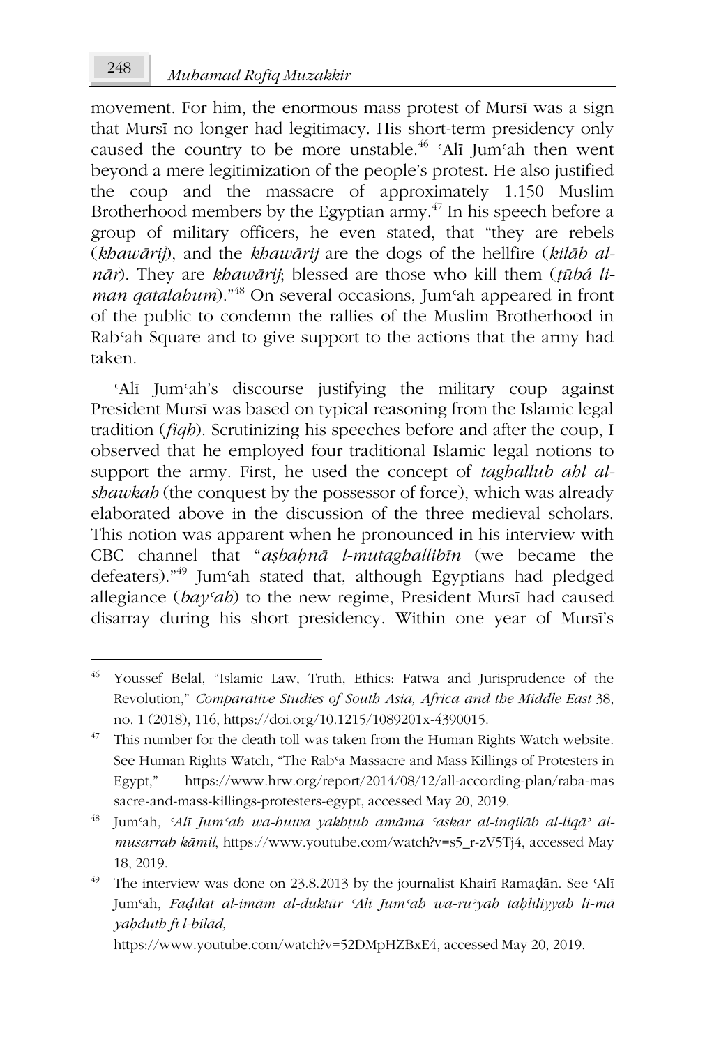movement. For him, the enormous mass protest of Mursī was a sign that Mursī no longer had legitimacy. His short-term presidency only caused the country to be more unstable.[46] ʿAlī Jumʿah then went beyond a mere legitimization of the people's protest. He also justified the coup and the massacre of approximately 1.150 Muslim Brotherhood members by the Egyptian army.[47] In his speech before a group of military officers, he even stated, that "they are rebels (*khawārij*), and the *khawārij* are the dogs of the hellfire (*kilāb al-nār*). They are *khawārij*; blessed are those who kill them (*ṭūbá li-man qatalahum*)."[48] On several occasions, Jumʿah appeared in front of the public to condemn the rallies of the Muslim Brotherhood in Rabʿah Square and to give support to the actions that the army had taken.

ʿAlī Jumʿah's discourse justifying the military coup against President Mursī was based on typical reasoning from the Islamic legal tradition (*fiqh*). Scrutinizing his speeches before and after the coup, I observed that he employed four traditional Islamic legal notions to support the army. First, he used the concept of *taghallub ahl al-shawkah* (the conquest by the possessor of force), which was already elaborated above in the discussion of the three medieval scholars. This notion was apparent when he pronounced in his interview with CBC channel that "*aṣbaḥnā l-mutaghallibīn* (we became the defeaters)."[49] Jumʿah stated that, although Egyptians had pledged allegiance (*bayʿah*) to the new regime, President Mursī had caused disarray during his short presidency. Within one year of Mursī's

---

[46] Youssef Belal, "Islamic Law, Truth, Ethics: Fatwa and Jurisprudence of the Revolution," *Comparative Studies of South Asia, Africa and the Middle East* 38, no. 1 (2018), 116, https://doi.org/10.1215/1089201x-4390015.

[47] This number for the death toll was taken from the Human Rights Watch website. See Human Rights Watch, "The Rabʿa Massacre and Mass Killings of Protesters in Egypt," https://www.hrw.org/report/2014/08/12/all-according-plan/raba-massacre-and-mass-killings-protesters-egypt, accessed May 20, 2019.

[48] Jumʿah, *ʿAlī Jumʿah wa-huwa yakhṭub amāma ʿaskar al-inqilāb al-liqāʾ al-musarrab kāmil*, https://www.youtube.com/watch?v=s5_r-zV5Tj4, accessed May 18, 2019.

[49] The interview was done on 23.8.2013 by the journalist Khairī Ramaḍān. See ʿAlī Jumʿah, *Faḍīlat al-imām al-duktūr ʿAlī Jumʿah wa-ruʾyah taḥlīliyyah li-mā yaḥduth fī l-bilād,* https://www.youtube.com/watch?v=52DMpHZBxE4, accessed May 20, 2019.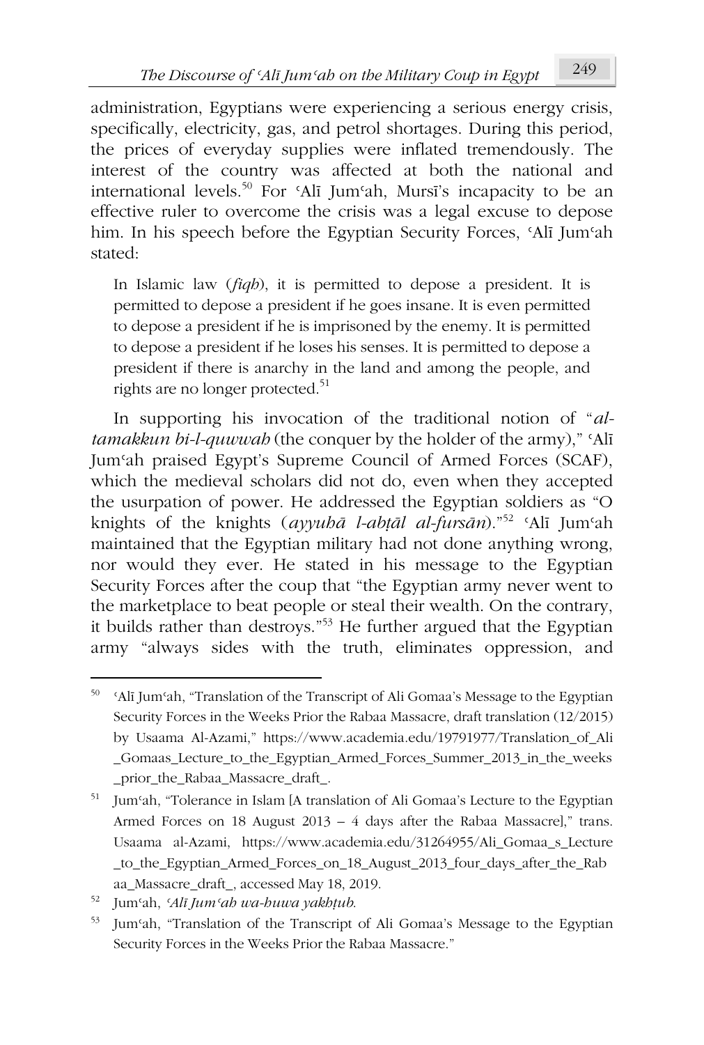administration, Egyptians were experiencing a serious energy crisis, specifically, electricity, gas, and petrol shortages. During this period, the prices of everyday supplies were inflated tremendously. The interest of the country was affected at both the national and international levels.[50] For ʿAlī Jumʿah, Mursī's incapacity to be an effective ruler to overcome the crisis was a legal excuse to depose him. In his speech before the Egyptian Security Forces, ʿAlī Jumʿah stated:

> In Islamic law (*fiqh*), it is permitted to depose a president. It is permitted to depose a president if he goes insane. It is even permitted to depose a president if he is imprisoned by the enemy. It is permitted to depose a president if he loses his senses. It is permitted to depose a president if there is anarchy in the land and among the people, and rights are no longer protected.[51]

In supporting his invocation of the traditional notion of "*al-tamakkun bi-l-quwwah* (the conquer by the holder of the army)," ʿAlī Jumʿah praised Egypt's Supreme Council of Armed Forces (SCAF), which the medieval scholars did not do, even when they accepted the usurpation of power. He addressed the Egyptian soldiers as "O knights of the knights (*ayyuhā l-abṭāl al-fursān*)."[52] ʿAlī Jumʿah maintained that the Egyptian military had not done anything wrong, nor would they ever. He stated in his message to the Egyptian Security Forces after the coup that "the Egyptian army never went to the marketplace to beat people or steal their wealth. On the contrary, it builds rather than destroys."[53] He further argued that the Egyptian army "always sides with the truth, eliminates oppression, and

---

[50] ʿAlī Jumʿah, "Translation of the Transcript of Ali Gomaa's Message to the Egyptian Security Forces in the Weeks Prior the Rabaa Massacre, draft translation (12/2015) by Usaama Al-Azami," https://www.academia.edu/19791977/Translation_of_Ali_Gomaas_Lecture_to_the_Egyptian_Armed_Forces_Summer_2013_in_the_weeks_prior_the_Rabaa_Massacre_draft_.

[51] Jumʿah, "Tolerance in Islam [A translation of Ali Gomaa's Lecture to the Egyptian Armed Forces on 18 August 2013 – 4 days after the Rabaa Massacre]," trans. Usaama al-Azami, https://www.academia.edu/31264955/Ali_Gomaa_s_Lecture_to_the_Egyptian_Armed_Forces_on_18_August_2013_four_days_after_the_Rabaa_Massacre_draft_, accessed May 18, 2019.

[52] Jumʿah, *ʿAlī Jumʿah wa-huwa yakhṭub*.

[53] Jumʿah, "Translation of the Transcript of Ali Gomaa's Message to the Egyptian Security Forces in the Weeks Prior the Rabaa Massacre."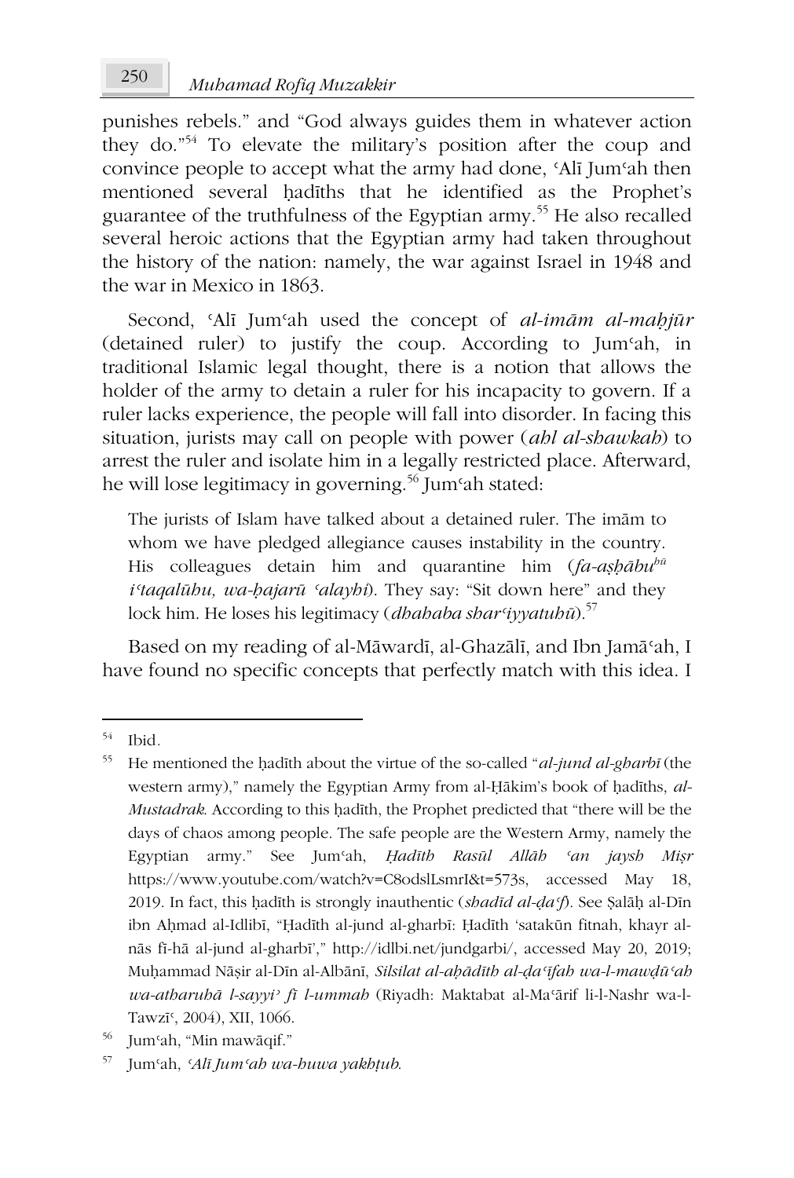punishes rebels." and "God always guides them in whatever action they do."[54] To elevate the military's position after the coup and convince people to accept what the army had done, ʿAlī Jumʿah then mentioned several ḥadīths that he identified as the Prophet's guarantee of the truthfulness of the Egyptian army.[55] He also recalled several heroic actions that the Egyptian army had taken throughout the history of the nation: namely, the war against Israel in 1948 and the war in Mexico in 1863.

Second, ʿAlī Jumʿah used the concept of *al-imām al-maḥjūr* (detained ruler) to justify the coup. According to Jumʿah, in traditional Islamic legal thought, there is a notion that allows the holder of the army to detain a ruler for his incapacity to govern. If a ruler lacks experience, the people will fall into disorder. In facing this situation, jurists may call on people with power (*ahl al-shawkah*) to arrest the ruler and isolate him in a legally restricted place. Afterward, he will lose legitimacy in governing.[56] Jumʿah stated:

> The jurists of Islam have talked about a detained ruler. The imām to whom we have pledged allegiance causes instability in the country. His colleagues detain him and quarantine him (*fa-aṣḥābuhū iʿtaqalūhu, wa-ḥajarū ʿalayhi*). They say: "Sit down here" and they lock him. He loses his legitimacy (*dhahaba sharʿiyyatuhū*).[57]

Based on my reading of al-Māwardī, al-Ghazālī, and Ibn Jamāʿah, I have found no specific concepts that perfectly match with this idea. I

---

[54] Ibid.

[55] He mentioned the ḥadīth about the virtue of the so-called "*al-jund al-gharbī* (the western army)," namely the Egyptian Army from al-Ḥākim's book of ḥadīths, *al-Mustadrak*. According to this ḥadīth, the Prophet predicted that "there will be the days of chaos among people. The safe people are the Western Army, namely the Egyptian army." See Jumʿah, *Ḥadīth Rasūl Allāh ʿan jaysh Miṣr* https://www.youtube.com/watch?v=C8odslLsmrI&t=573s, accessed May 18, 2019. In fact, this ḥadīth is strongly inauthentic (*shadīd al-ḍaʿf*). See Ṣalāḥ al-Dīn ibn Aḥmad al-Idlibī, "Ḥadīth al-jund al-gharbī: Ḥadīth 'satakūn fitnah, khayr al-nās fī-hā al-jund al-gharbī'," http://idlbi.net/jundgarbi/, accessed May 20, 2019; Muḥammad Nāṣir al-Dīn al-Albānī, *Silsilat al-aḥādīth al-ḍaʿīfah wa-l-mawḍūʿah wa-atharuhā l-sayyiʾ fī l-ummah* (Riyadh: Maktabat al-Maʿārif li-l-Nashr wa-l-Tawzīʿ, 2004), XII, 1066.

[56] Jumʿah, "Min mawāqif."

[57] Jumʿah, *ʿAlī Jumʿah wa-huwa yakhṭub*.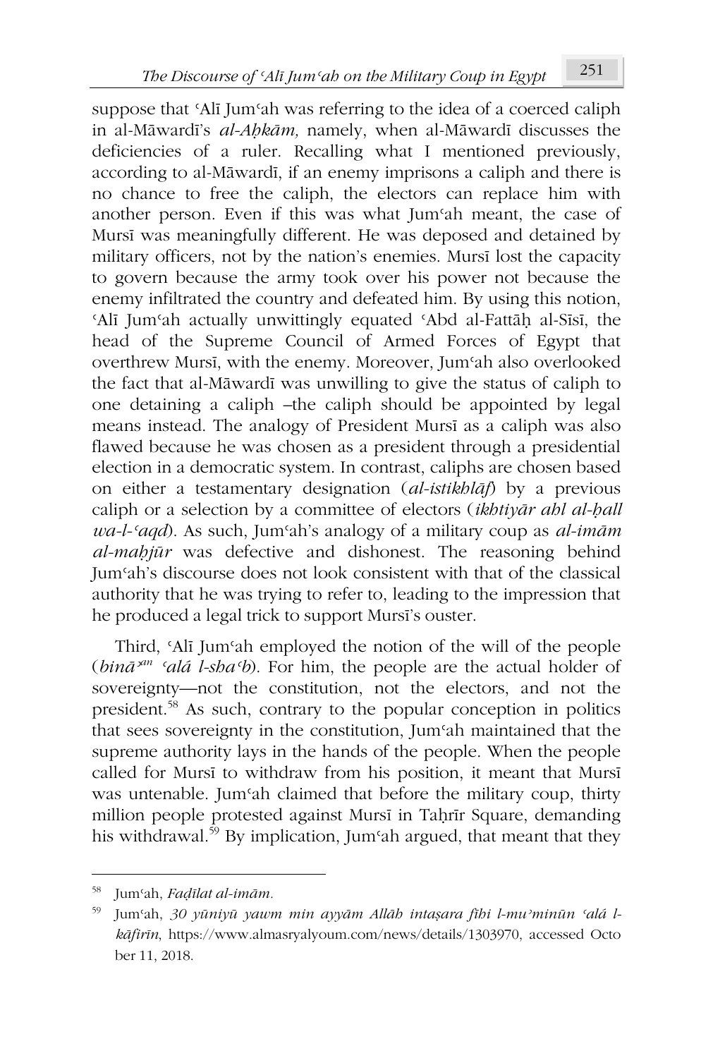suppose that ʿAlī Jumʿah was referring to the idea of a coerced caliph in al-Māwardī's *al-Aḥkām,* namely, when al-Māwardī discusses the deficiencies of a ruler. Recalling what I mentioned previously, according to al-Māwardī, if an enemy imprisons a caliph and there is no chance to free the caliph, the electors can replace him with another person. Even if this was what Jumʿah meant, the case of Mursī was meaningfully different. He was deposed and detained by military officers, not by the nation's enemies. Mursī lost the capacity to govern because the army took over his power not because the enemy infiltrated the country and defeated him. By using this notion, ʿAlī Jumʿah actually unwittingly equated ʿAbd al-Fattāḥ al-Sīsī, the head of the Supreme Council of Armed Forces of Egypt that overthrew Mursī, with the enemy. Moreover, Jumʿah also overlooked the fact that al-Māwardī was unwilling to give the status of caliph to one detaining a caliph –the caliph should be appointed by legal means instead. The analogy of President Mursī as a caliph was also flawed because he was chosen as a president through a presidential election in a democratic system. In contrast, caliphs are chosen based on either a testamentary designation (*al-istikhlāf*) by a previous caliph or a selection by a committee of electors (*ikhtiyār ahl al-ḥall wa-l-ʿaqd*). As such, Jumʿah's analogy of a military coup as *al-imām al-maḥjūr* was defective and dishonest. The reasoning behind Jumʿah's discourse does not look consistent with that of the classical authority that he was trying to refer to, leading to the impression that he produced a legal trick to support Mursī's ouster.

Third, ʿAlī Jumʿah employed the notion of the will of the people (*bināʾan ʿalá l-shaʿb*). For him, the people are the actual holder of sovereignty—not the constitution, not the electors, and not the president.[58] As such, contrary to the popular conception in politics that sees sovereignty in the constitution, Jumʿah maintained that the supreme authority lays in the hands of the people. When the people called for Mursī to withdraw from his position, it meant that Mursī was untenable. Jumʿah claimed that before the military coup, thirty million people protested against Mursī in Taḥrīr Square, demanding his withdrawal.[59] By implication, Jumʿah argued, that meant that they

---

[58] Jumʿah, *Faḍīlat al-imām.*

[59] Jumʿah, *30 yūniyū yawm min ayyām Allāh intaṣara fīhi l-muʾminūn ʿalá l-kāfirīn*, https://www.almasryalyoum.com/news/details/1303970, accessed October 11, 2018.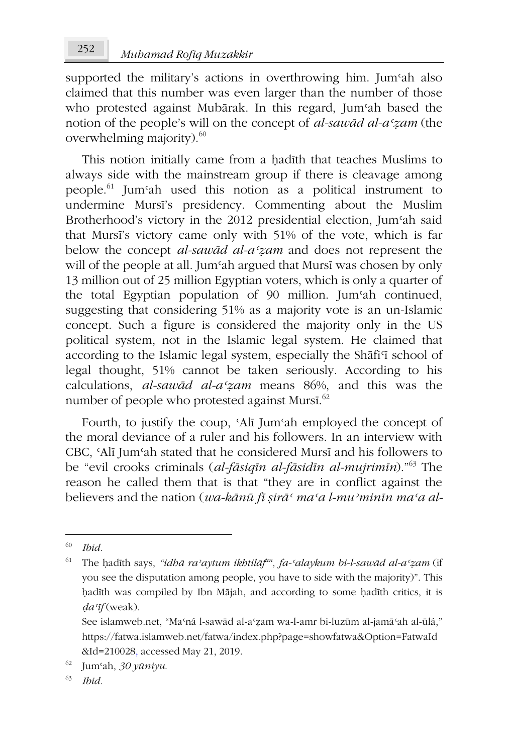supported the military's actions in overthrowing him. Jumʿah also claimed that this number was even larger than the number of those who protested against Mubārak. In this regard, Jumʿah based the notion of the people's will on the concept of *al-sawād al-aʿẓam* (the overwhelming majority).[60]

This notion initially came from a ḥadīth that teaches Muslims to always side with the mainstream group if there is cleavage among people.[61] Jumʿah used this notion as a political instrument to undermine Mursī's presidency. Commenting about the Muslim Brotherhood's victory in the 2012 presidential election, Jumʿah said that Mursī's victory came only with 51% of the vote, which is far below the concept *al-sawād al-aʿẓam* and does not represent the will of the people at all. Jumʿah argued that Mursī was chosen by only 13 million out of 25 million Egyptian voters, which is only a quarter of the total Egyptian population of 90 million. Jumʿah continued, suggesting that considering 51% as a majority vote is an un-Islamic concept. Such a figure is considered the majority only in the US political system, not in the Islamic legal system. He claimed that according to the Islamic legal system, especially the Shāfiʿī school of legal thought, 51% cannot be taken seriously. According to his calculations, *al-sawād al-aʿẓam* means 86%, and this was the number of people who protested against Mursī.[62]

Fourth, to justify the coup, ʿAlī Jumʿah employed the concept of the moral deviance of a ruler and his followers. In an interview with CBC, ʿAlī Jumʿah stated that he considered Mursī and his followers to be "evil crooks criminals (*al-fāsiqīn al-fāsidīn al-mujrimīn*)."[63] The reason he called them that is that "they are in conflict against the believers and the nation (*wa-kānū fī ṣirāʿ maʿa l-muʾminīn maʿa al-*

---

[60] *Ibid.*

[61] The ḥadīth says, *"idhā raʾaytum ikhtilāfan, fa-ʿalaykum bi-l-sawād al-aʿẓam* (if you see the disputation among people, you have to side with the majority)". This ḥadīth was compiled by Ibn Mājah, and according to some ḥadīth critics, it is *ḍaʿīf* (weak).
See islamweb.net, "Maʿná l-sawād al-aʿẓam wa-l-amr bi-luzūm al-jamāʿah al-ūlá," https://fatwa.islamweb.net/fatwa/index.php?page=showfatwa&Option=FatwaId&Id=210028, accessed May 21, 2019.

[62] Jumʿah, *30 yūniyu.*

[63] *Ibid.*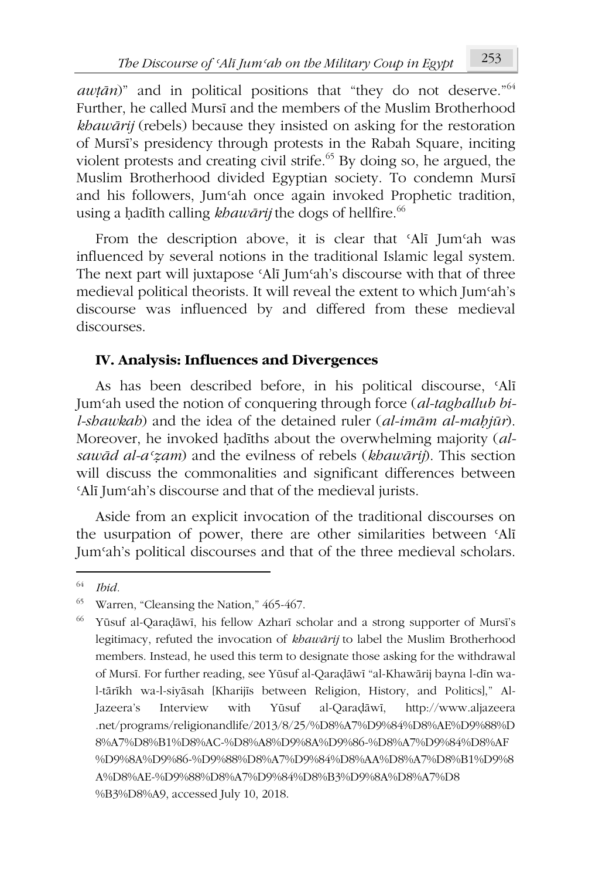*awṭān*)" and in political positions that "they do not deserve."[64] Further, he called Mursī and the members of the Muslim Brotherhood *khawārij* (rebels) because they insisted on asking for the restoration of Mursī's presidency through protests in the Rabah Square, inciting violent protests and creating civil strife.[65] By doing so, he argued, the Muslim Brotherhood divided Egyptian society. To condemn Mursī and his followers, Jumʿah once again invoked Prophetic tradition, using a ḥadīth calling *khawārij* the dogs of hellfire.[66]

From the description above, it is clear that ʿAlī Jumʿah was influenced by several notions in the traditional Islamic legal system. The next part will juxtapose ʿAlī Jumʿah's discourse with that of three medieval political theorists. It will reveal the extent to which Jumʿah's discourse was influenced by and differed from these medieval discourses.

## IV. Analysis: Influences and Divergences

As has been described before, in his political discourse, ʿAlī Jumʿah used the notion of conquering through force (*al-taghallub bi-l-shawkah*) and the idea of the detained ruler (*al-imām al-maḥjūr*). Moreover, he invoked ḥadīths about the overwhelming majority (*al-sawād al-aʿẓam*) and the evilness of rebels (*khawārij*). This section will discuss the commonalities and significant differences between ʿAlī Jumʿah's discourse and that of the medieval jurists.

Aside from an explicit invocation of the traditional discourses on the usurpation of power, there are other similarities between ʿAlī Jumʿah's political discourses and that of the three medieval scholars.

---

[64] *Ibid*.

[65] Warren, "Cleansing the Nation," 465-467.

[66] Yūsuf al-Qaraḍāwī, his fellow Azharī scholar and a strong supporter of Mursī's legitimacy, refuted the invocation of *khawārij* to label the Muslim Brotherhood members. Instead, he used this term to designate those asking for the withdrawal of Mursī. For further reading, see Yūsuf al-Qaraḍāwī "al-Khawārij bayna l-dīn wa-l-tārīkh wa-l-siyāsah [Kharijīs between Religion, History, and Politics]," Al-Jazeera's Interview with Yūsuf al-Qaraḍāwī, http://www.aljazeera.net/programs/religionandlife/2013/8/25/%D8%A7%D9%84%D8%AE%D9%88%D8%A7%D8%B1%D8%AC-%D8%A8%D9%8A%D9%86-%D8%A7%D9%84%D8%AF%D9%8A%D9%86-%D9%88%D8%A7%D9%84%D8%AA%D8%A7%D8%B1%D9%8A%D8%AE-%D9%88%D8%A7%D9%84%D8%B3%D9%8A%D8%A7%D8%B3%D8%A9, accessed July 10, 2018.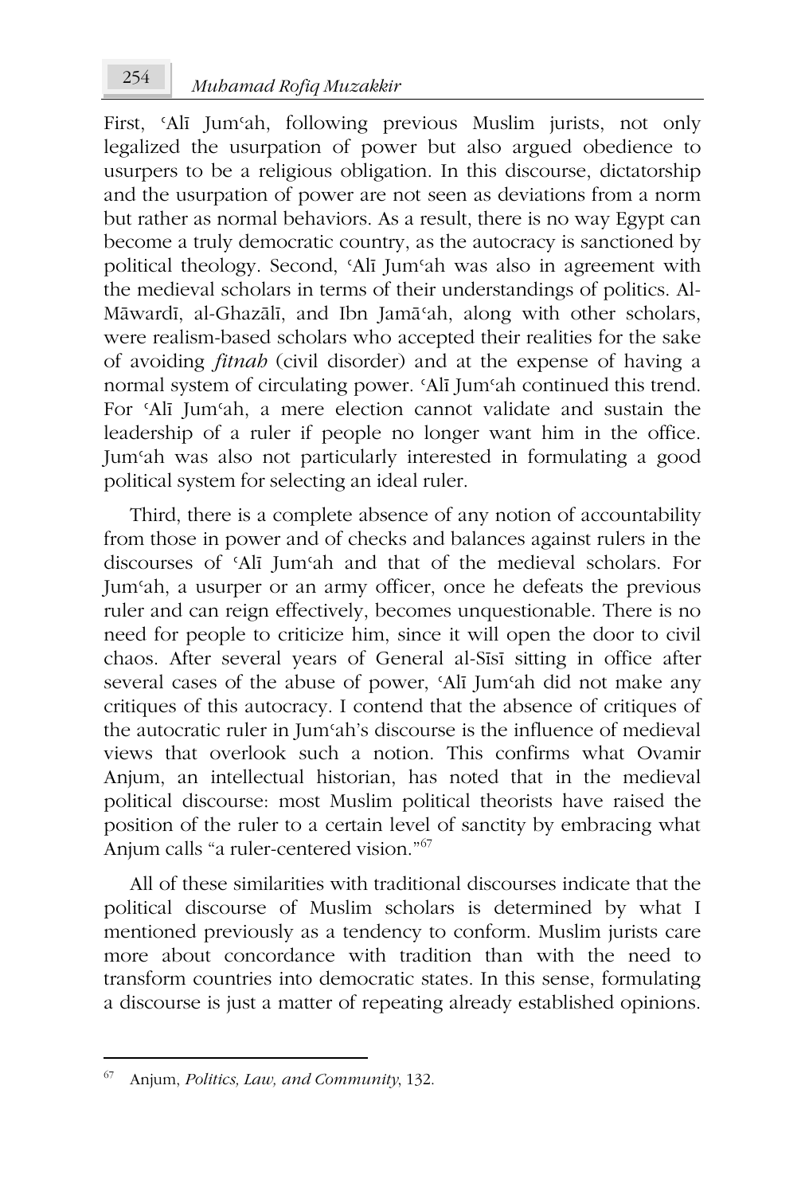First, ʿAlī Jumʿah, following previous Muslim jurists, not only legalized the usurpation of power but also argued obedience to usurpers to be a religious obligation. In this discourse, dictatorship and the usurpation of power are not seen as deviations from a norm but rather as normal behaviors. As a result, there is no way Egypt can become a truly democratic country, as the autocracy is sanctioned by political theology. Second, ʿAlī Jumʿah was also in agreement with the medieval scholars in terms of their understandings of politics. Al-Māwardī, al-Ghazālī, and Ibn Jamāʿah, along with other scholars, were realism-based scholars who accepted their realities for the sake of avoiding *fitnah* (civil disorder) and at the expense of having a normal system of circulating power. ʿAlī Jumʿah continued this trend. For ʿAlī Jumʿah, a mere election cannot validate and sustain the leadership of a ruler if people no longer want him in the office. Jumʿah was also not particularly interested in formulating a good political system for selecting an ideal ruler.

Third, there is a complete absence of any notion of accountability from those in power and of checks and balances against rulers in the discourses of ʿAlī Jumʿah and that of the medieval scholars. For Jumʿah, a usurper or an army officer, once he defeats the previous ruler and can reign effectively, becomes unquestionable. There is no need for people to criticize him, since it will open the door to civil chaos. After several years of General al-Sīsī sitting in office after several cases of the abuse of power, ʿAlī Jumʿah did not make any critiques of this autocracy. I contend that the absence of critiques of the autocratic ruler in Jumʿah's discourse is the influence of medieval views that overlook such a notion. This confirms what Ovamir Anjum, an intellectual historian, has noted that in the medieval political discourse: most Muslim political theorists have raised the position of the ruler to a certain level of sanctity by embracing what Anjum calls "a ruler-centered vision."[67]

All of these similarities with traditional discourses indicate that the political discourse of Muslim scholars is determined by what I mentioned previously as a tendency to conform. Muslim jurists care more about concordance with tradition than with the need to transform countries into democratic states. In this sense, formulating a discourse is just a matter of repeating already established opinions.

---

[67] Anjum, *Politics, Law, and Community*, 132.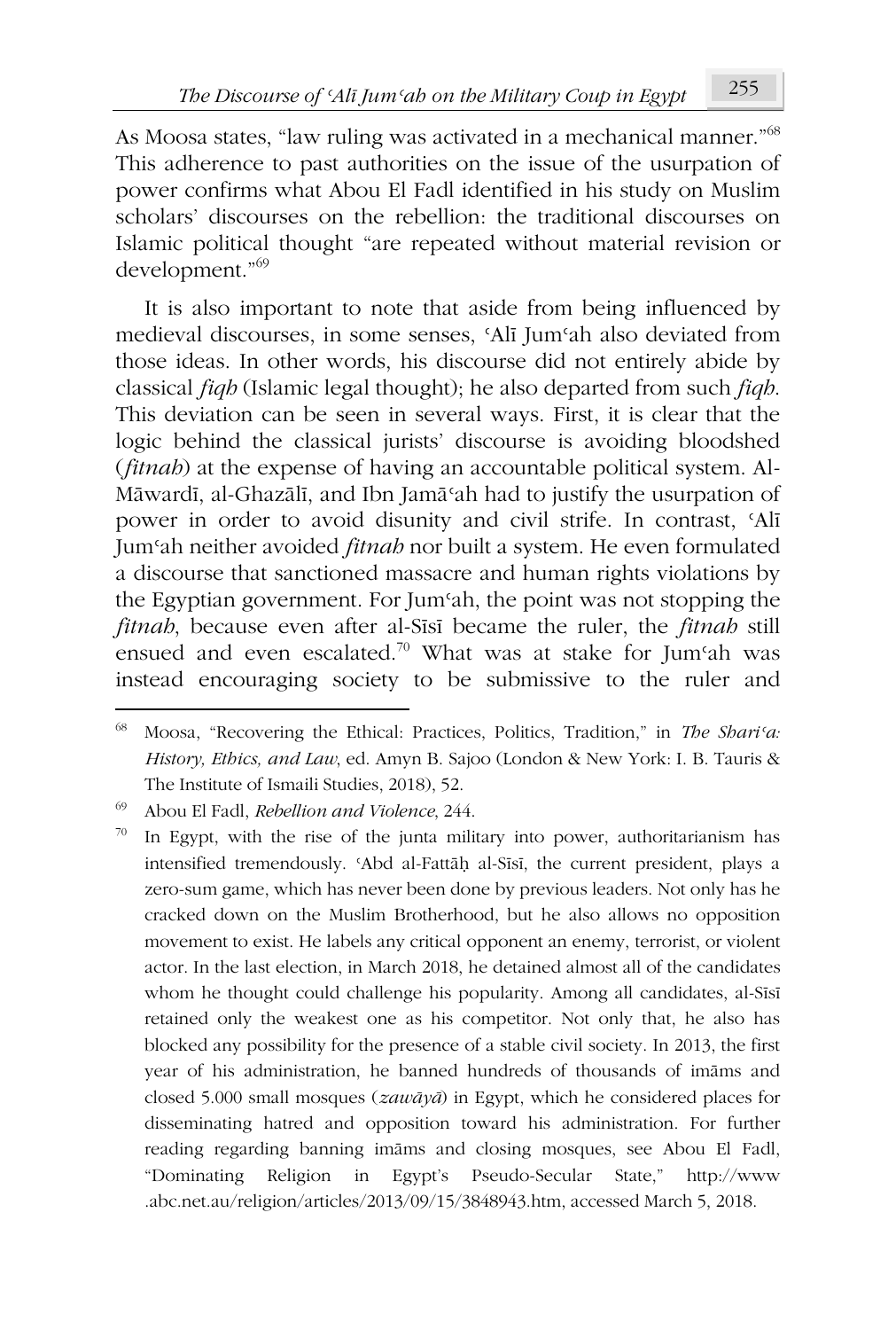As Moosa states, "law ruling was activated in a mechanical manner."[68] This adherence to past authorities on the issue of the usurpation of power confirms what Abou El Fadl identified in his study on Muslim scholars' discourses on the rebellion: the traditional discourses on Islamic political thought "are repeated without material revision or development."[69]

It is also important to note that aside from being influenced by medieval discourses, in some senses, ʿAlī Jumʿah also deviated from those ideas. In other words, his discourse did not entirely abide by classical *fiqh* (Islamic legal thought); he also departed from such *fiqh*. This deviation can be seen in several ways. First, it is clear that the logic behind the classical jurists' discourse is avoiding bloodshed (*fitnah*) at the expense of having an accountable political system. Al-Māwardī, al-Ghazālī, and Ibn Jamāʿah had to justify the usurpation of power in order to avoid disunity and civil strife. In contrast, ʿAlī Jumʿah neither avoided *fitnah* nor built a system. He even formulated a discourse that sanctioned massacre and human rights violations by the Egyptian government. For Jumʿah, the point was not stopping the *fitnah*, because even after al-Sīsī became the ruler, the *fitnah* still ensued and even escalated.[70] What was at stake for Jumʿah was instead encouraging society to be submissive to the ruler and

---

[68] Moosa, "Recovering the Ethical: Practices, Politics, Tradition," in *The Sharīʿa: History, Ethics, and Law*, ed. Amyn B. Sajoo (London & New York: I. B. Tauris & The Institute of Ismaili Studies, 2018), 52.

[69] Abou El Fadl, *Rebellion and Violence*, 244.

[70] In Egypt, with the rise of the junta military into power, authoritarianism has intensified tremendously. ʿAbd al-Fattāḥ al-Sīsī, the current president, plays a zero-sum game, which has never been done by previous leaders. Not only has he cracked down on the Muslim Brotherhood, but he also allows no opposition movement to exist. He labels any critical opponent an enemy, terrorist, or violent actor. In the last election, in March 2018, he detained almost all of the candidates whom he thought could challenge his popularity. Among all candidates, al-Sīsī retained only the weakest one as his competitor. Not only that, he also has blocked any possibility for the presence of a stable civil society. In 2013, the first year of his administration, he banned hundreds of thousands of imāms and closed 5.000 small mosques (*zawāyā*) in Egypt, which he considered places for disseminating hatred and opposition toward his administration. For further reading regarding banning imāms and closing mosques, see Abou El Fadl, "Dominating Religion in Egypt's Pseudo-Secular State," http://www.abc.net.au/religion/articles/2013/09/15/3848943.htm, accessed March 5, 2018.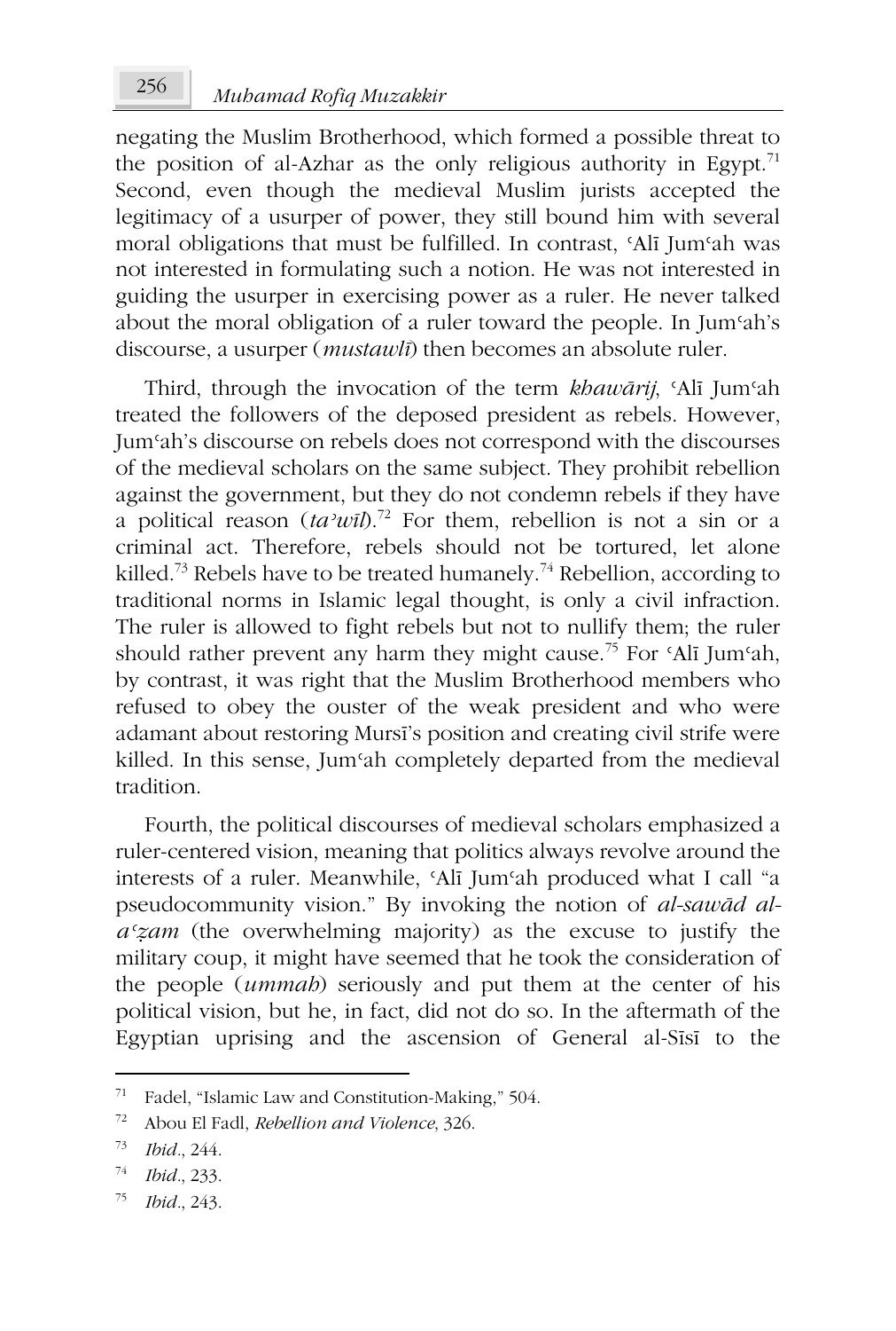negating the Muslim Brotherhood, which formed a possible threat to the position of al-Azhar as the only religious authority in Egypt.[71] Second, even though the medieval Muslim jurists accepted the legitimacy of a usurper of power, they still bound him with several moral obligations that must be fulfilled. In contrast, ʿAlī Jumʿah was not interested in formulating such a notion. He was not interested in guiding the usurper in exercising power as a ruler. He never talked about the moral obligation of a ruler toward the people. In Jumʿah's discourse, a usurper (*mustawlī*) then becomes an absolute ruler.

Third, through the invocation of the term *khawārij*, ʿAlī Jumʿah treated the followers of the deposed president as rebels. However, Jumʿah's discourse on rebels does not correspond with the discourses of the medieval scholars on the same subject. They prohibit rebellion against the government, but they do not condemn rebels if they have a political reason (*taʾwīl*).[72] For them, rebellion is not a sin or a criminal act. Therefore, rebels should not be tortured, let alone killed.[73] Rebels have to be treated humanely.[74] Rebellion, according to traditional norms in Islamic legal thought, is only a civil infraction. The ruler is allowed to fight rebels but not to nullify them; the ruler should rather prevent any harm they might cause.[75] For ʿAlī Jumʿah, by contrast, it was right that the Muslim Brotherhood members who refused to obey the ouster of the weak president and who were adamant about restoring Mursī's position and creating civil strife were killed. In this sense, Jumʿah completely departed from the medieval tradition.

Fourth, the political discourses of medieval scholars emphasized a ruler-centered vision, meaning that politics always revolve around the interests of a ruler. Meanwhile, ʿAlī Jumʿah produced what I call "a pseudocommunity vision." By invoking the notion of *al-sawād al-aʿẓam* (the overwhelming majority) as the excuse to justify the military coup, it might have seemed that he took the consideration of the people (*ummah*) seriously and put them at the center of his political vision, but he, in fact, did not do so. In the aftermath of the Egyptian uprising and the ascension of General al-Sīsī to the

---

[71] Fadel, "Islamic Law and Constitution-Making," 504.

[72] Abou El Fadl, *Rebellion and Violence*, 326.

[73] *Ibid*., 244.

[74] *Ibid*., 233.

[75] *Ibid*., 243.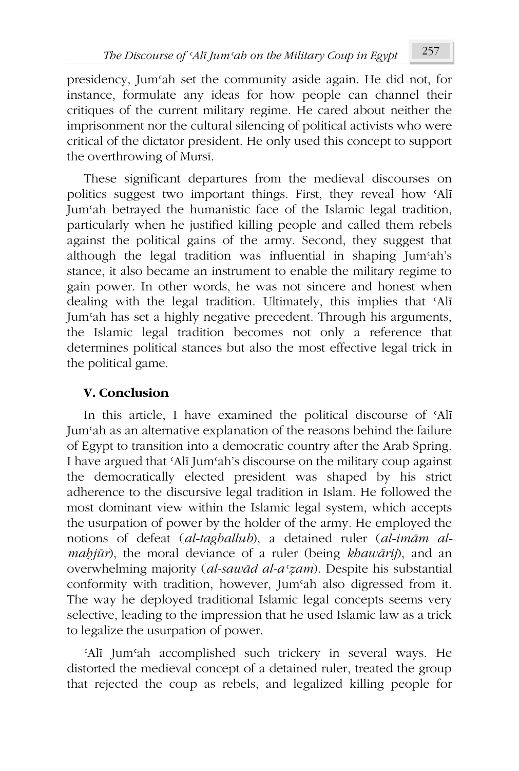presidency, Jumʿah set the community aside again. He did not, for instance, formulate any ideas for how people can channel their critiques of the current military regime. He cared about neither the imprisonment nor the cultural silencing of political activists who were critical of the dictator president. He only used this concept to support the overthrowing of Mursī.

These significant departures from the medieval discourses on politics suggest two important things. First, they reveal how ʿAlī Jumʿah betrayed the humanistic face of the Islamic legal tradition, particularly when he justified killing people and called them rebels against the political gains of the army. Second, they suggest that although the legal tradition was influential in shaping Jumʿah's stance, it also became an instrument to enable the military regime to gain power. In other words, he was not sincere and honest when dealing with the legal tradition. Ultimately, this implies that ʿAlī Jumʿah has set a highly negative precedent. Through his arguments, the Islamic legal tradition becomes not only a reference that determines political stances but also the most effective legal trick in the political game.

## V. Conclusion

In this article, I have examined the political discourse of ʿAlī Jumʿah as an alternative explanation of the reasons behind the failure of Egypt to transition into a democratic country after the Arab Spring. I have argued that ʿAlī Jumʿah's discourse on the military coup against the democratically elected president was shaped by his strict adherence to the discursive legal tradition in Islam. He followed the most dominant view within the Islamic legal system, which accepts the usurpation of power by the holder of the army. He employed the notions of defeat (*al-taghallub*), a detained ruler (*al-imām al-maḥjūr*), the moral deviance of a ruler (being *khawārij*), and an overwhelming majority (*al-sawād al-aʿẓam*). Despite his substantial conformity with tradition, however, Jumʿah also digressed from it. The way he deployed traditional Islamic legal concepts seems very selective, leading to the impression that he used Islamic law as a trick to legalize the usurpation of power.

ʿAlī Jumʿah accomplished such trickery in several ways. He distorted the medieval concept of a detained ruler, treated the group that rejected the coup as rebels, and legalized killing people for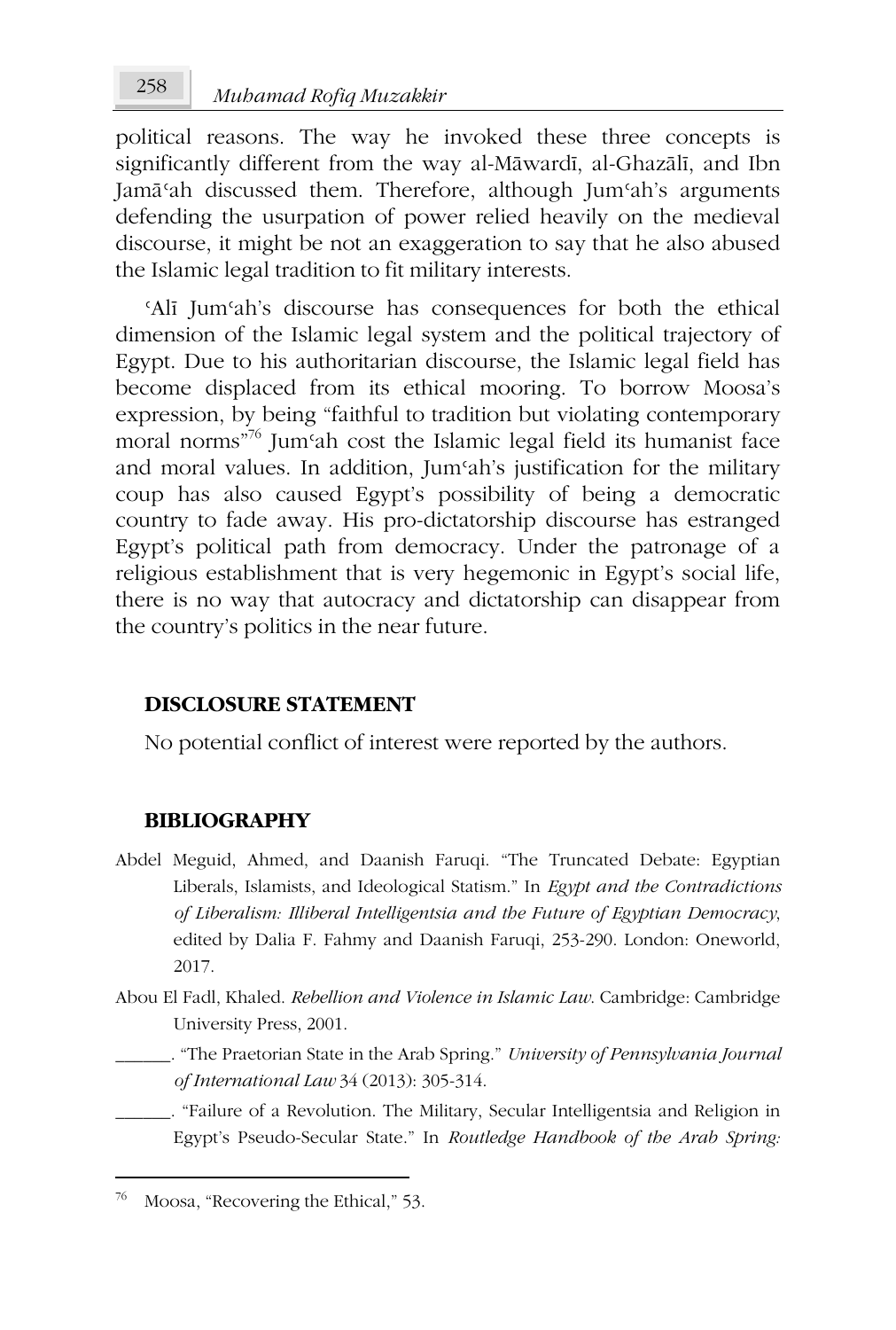political reasons. The way he invoked these three concepts is significantly different from the way al-Māwardī, al-Ghazālī, and Ibn Jamāʿah discussed them. Therefore, although Jumʿah's arguments defending the usurpation of power relied heavily on the medieval discourse, it might be not an exaggeration to say that he also abused the Islamic legal tradition to fit military interests.

ʿAlī Jumʿah's discourse has consequences for both the ethical dimension of the Islamic legal system and the political trajectory of Egypt. Due to his authoritarian discourse, the Islamic legal field has become displaced from its ethical mooring. To borrow Moosa's expression, by being "faithful to tradition but violating contemporary moral norms"[76] Jumʿah cost the Islamic legal field its humanist face and moral values. In addition, Jumʿah's justification for the military coup has also caused Egypt's possibility of being a democratic country to fade away. His pro-dictatorship discourse has estranged Egypt's political path from democracy. Under the patronage of a religious establishment that is very hegemonic in Egypt's social life, there is no way that autocracy and dictatorship can disappear from the country's politics in the near future.

## DISCLOSURE STATEMENT

No potential conflict of interest were reported by the authors.

## BIBLIOGRAPHY

Abdel Meguid, Ahmed, and Daanish Faruqi. "The Truncated Debate: Egyptian Liberals, Islamists, and Ideological Statism." In *Egypt and the Contradictions of Liberalism: Illiberal Intelligentsia and the Future of Egyptian Democracy*, edited by Dalia F. Fahmy and Daanish Faruqi, 253-290. London: Oneworld, 2017.

Abou El Fadl, Khaled. *Rebellion and Violence in Islamic Law*. Cambridge: Cambridge University Press, 2001.

______. "The Praetorian State in the Arab Spring." *University of Pennsylvania Journal of International Law* 34 (2013): 305-314.

______. "Failure of a Revolution. The Military, Secular Intelligentsia and Religion in Egypt's Pseudo-Secular State." In *Routledge Handbook of the Arab Spring:*

---

[76] Moosa, "Recovering the Ethical," 53.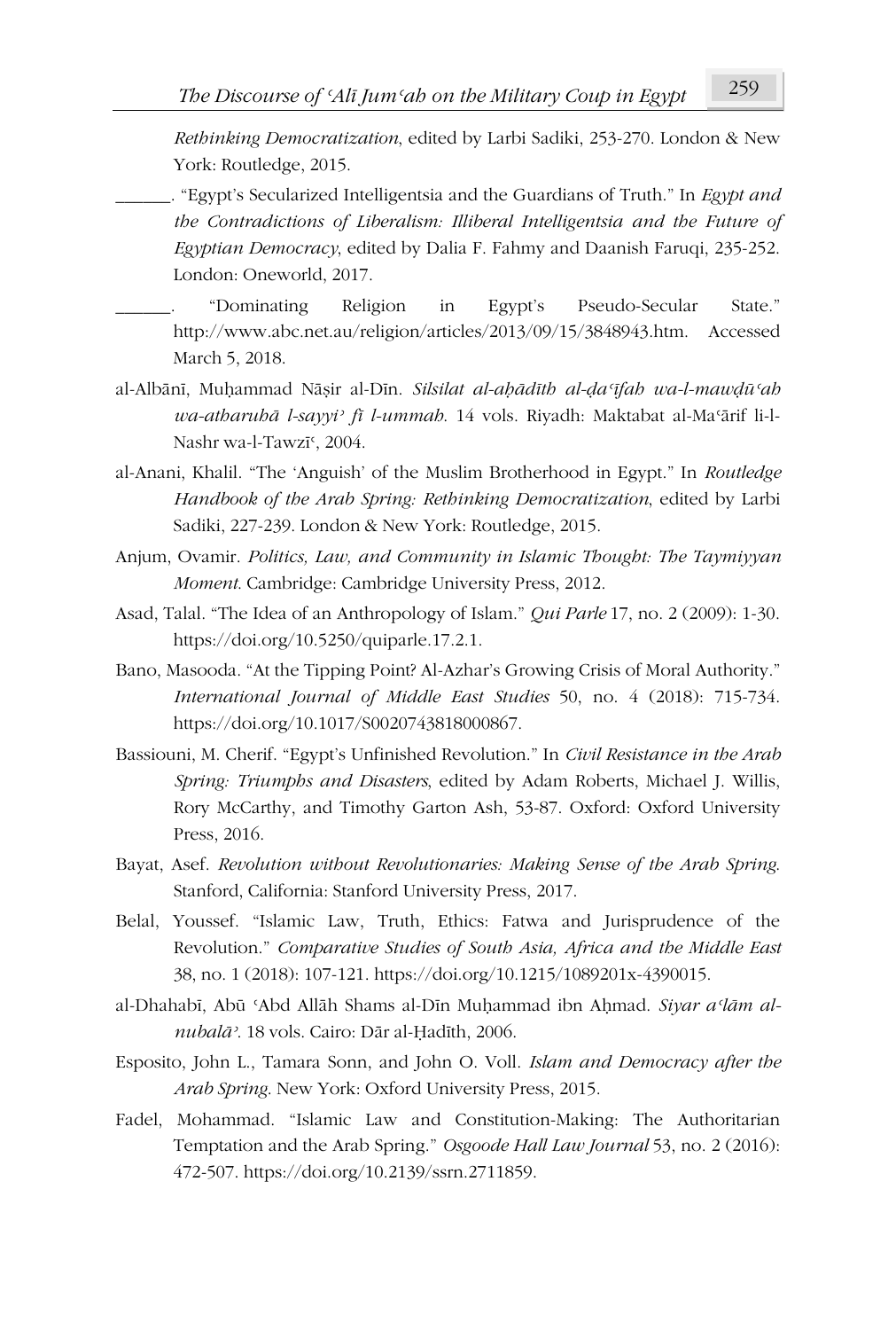*Rethinking Democratization*, edited by Larbi Sadiki, 253-270. London & New York: Routledge, 2015.

______. "Egypt's Secularized Intelligentsia and the Guardians of Truth." In *Egypt and the Contradictions of Liberalism: Illiberal Intelligentsia and the Future of Egyptian Democracy*, edited by Dalia F. Fahmy and Daanish Faruqi, 235-252. London: Oneworld, 2017.

______. "Dominating Religion in Egypt's Pseudo-Secular State." http://www.abc.net.au/religion/articles/2013/09/15/3848943.htm. Accessed March 5, 2018.

al-Albānī, Muḥammad Nāṣir al-Dīn. *Silsilat al-aḥādīth al-ḍaʿīfah wa-l-mawḍūʿah wa-atharuhā l-sayyiʾ fī l-ummah*. 14 vols. Riyadh: Maktabat al-Maʿārif li-l-Nashr wa-l-Tawzīʿ, 2004.

al-Anani, Khalil. "The 'Anguish' of the Muslim Brotherhood in Egypt." In *Routledge Handbook of the Arab Spring: Rethinking Democratization*, edited by Larbi Sadiki, 227-239. London & New York: Routledge, 2015.

Anjum, Ovamir. *Politics, Law, and Community in Islamic Thought: The Taymiyyan Moment*. Cambridge: Cambridge University Press, 2012.

Asad, Talal. "The Idea of an Anthropology of Islam." *Qui Parle* 17, no. 2 (2009): 1-30. https://doi.org/10.5250/quiparle.17.2.1.

Bano, Masooda. "At the Tipping Point? Al-Azhar's Growing Crisis of Moral Authority." *International Journal of Middle East Studies* 50, no. 4 (2018): 715-734. https://doi.org/10.1017/S0020743818000867.

Bassiouni, M. Cherif. "Egypt's Unfinished Revolution." In *Civil Resistance in the Arab Spring: Triumphs and Disasters*, edited by Adam Roberts, Michael J. Willis, Rory McCarthy, and Timothy Garton Ash, 53-87. Oxford: Oxford University Press, 2016.

Bayat, Asef. *Revolution without Revolutionaries: Making Sense of the Arab Spring*. Stanford, California: Stanford University Press, 2017.

Belal, Youssef. "Islamic Law, Truth, Ethics: Fatwa and Jurisprudence of the Revolution." *Comparative Studies of South Asia, Africa and the Middle East* 38, no. 1 (2018): 107-121. https://doi.org/10.1215/1089201x-4390015.

al-Dhahabī, Abū ʿAbd Allāh Shams al-Dīn Muḥammad ibn Aḥmad. *Siyar aʿlām al-nubalāʾ*. 18 vols. Cairo: Dār al-Ḥadīth, 2006.

Esposito, John L., Tamara Sonn, and John O. Voll. *Islam and Democracy after the Arab Spring*. New York: Oxford University Press, 2015.

Fadel, Mohammad. "Islamic Law and Constitution-Making: The Authoritarian Temptation and the Arab Spring." *Osgoode Hall Law Journal* 53, no. 2 (2016): 472-507. https://doi.org/10.2139/ssrn.2711859.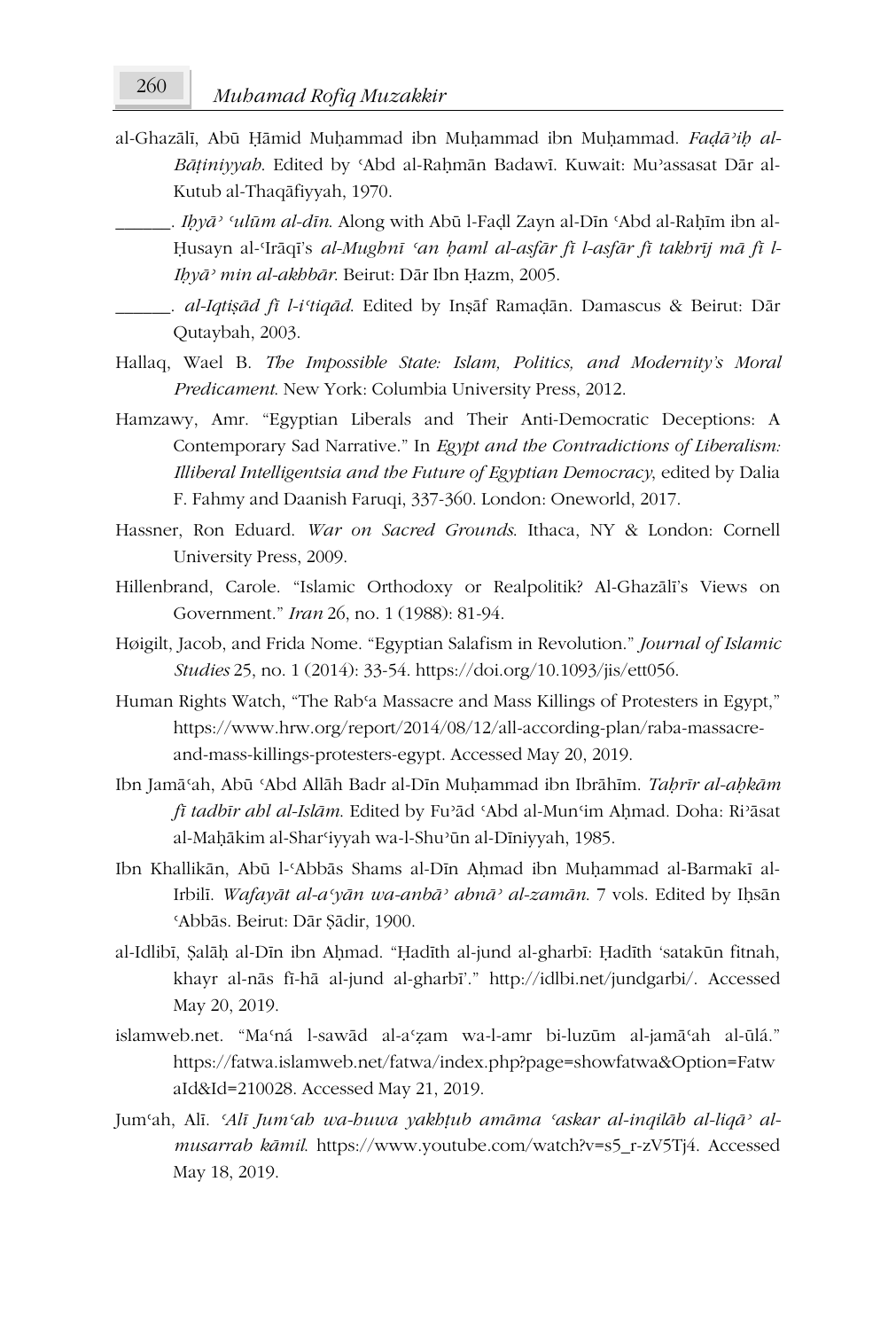al-Ghazālī, Abū Ḥāmid Muḥammad ibn Muḥammad ibn Muḥammad. *Faḍāʾiḥ al-Bāṭiniyyah*. Edited by ʿAbd al-Raḥmān Badawī. Kuwait: Muʾassasat Dār al-Kutub al-Thaqāfiyyah, 1970.

______. *Iḥyāʾ ʿulūm al-dīn*. Along with Abū l-Faḍl Zayn al-Dīn ʿAbd al-Raḥīm ibn al-Ḥusayn al-ʿIrāqī's *al-Mughnī ʿan ḥaml al-asfār fī l-asfār fī takhrīj mā fī l-Iḥyāʾ min al-akhbār*. Beirut: Dār Ibn Ḥazm, 2005.

______. *al-Iqtiṣād fī l-iʿtiqād*. Edited by Inṣāf Ramaḍān. Damascus & Beirut: Dār Qutaybah, 2003.

Hallaq, Wael B. *The Impossible State: Islam, Politics, and Modernity's Moral Predicament*. New York: Columbia University Press, 2012.

Hamzawy, Amr. "Egyptian Liberals and Their Anti-Democratic Deceptions: A Contemporary Sad Narrative." In *Egypt and the Contradictions of Liberalism: Illiberal Intelligentsia and the Future of Egyptian Democracy*, edited by Dalia F. Fahmy and Daanish Faruqi, 337-360. London: Oneworld, 2017.

Hassner, Ron Eduard. *War on Sacred Grounds*. Ithaca, NY & London: Cornell University Press, 2009.

Hillenbrand, Carole. "Islamic Orthodoxy or Realpolitik? Al-Ghazālī's Views on Government." *Iran* 26, no. 1 (1988): 81-94.

Høigilt, Jacob, and Frida Nome. "Egyptian Salafism in Revolution." *Journal of Islamic Studies* 25, no. 1 (2014): 33-54. https://doi.org/10.1093/jis/ett056.

Human Rights Watch, "The Rabʿa Massacre and Mass Killings of Protesters in Egypt," https://www.hrw.org/report/2014/08/12/all-according-plan/raba-massacre-and-mass-killings-protesters-egypt. Accessed May 20, 2019.

Ibn Jamāʿah, Abū ʿAbd Allāh Badr al-Dīn Muḥammad ibn Ibrāhīm. *Taḥrīr al-aḥkām fī tadbīr ahl al-Islām*. Edited by Fuʾād ʿAbd al-Munʿim Aḥmad. Doha: Riʾāsat al-Maḥākim al-Sharʿiyyah wa-l-Shuʾūn al-Dīniyyah, 1985.

Ibn Khallikān, Abū l-ʿAbbās Shams al-Dīn Aḥmad ibn Muḥammad al-Barmakī al-Irbilī. *Wafayāt al-aʿyān wa-anbāʾ abnāʾ al-zamān*. 7 vols. Edited by Iḥsān ʿAbbās. Beirut: Dār Ṣādir, 1900.

al-Idlibī, Ṣalāḥ al-Dīn ibn Aḥmad. "Ḥadīth al-jund al-gharbī: Ḥadīth 'satakūn fitnah, khayr al-nās fī-hā al-jund al-gharbī'." http://idlbi.net/jundgarbi/. Accessed May 20, 2019.

islamweb.net. "Maʿná l-sawād al-aʿẓam wa-l-amr bi-luzūm al-jamāʿah al-ūlá." https://fatwa.islamweb.net/fatwa/index.php?page=showfatwa&Option=FatwaId&Id=210028. Accessed May 21, 2019.

Jumʿah, Alī. *ʿAlī Jumʿah wa-huwa yakhṭub amāma ʿaskar al-inqilāb al-liqāʾ al-musarrab kāmil*. https://www.youtube.com/watch?v=s5_r-zV5Tj4. Accessed May 18, 2019.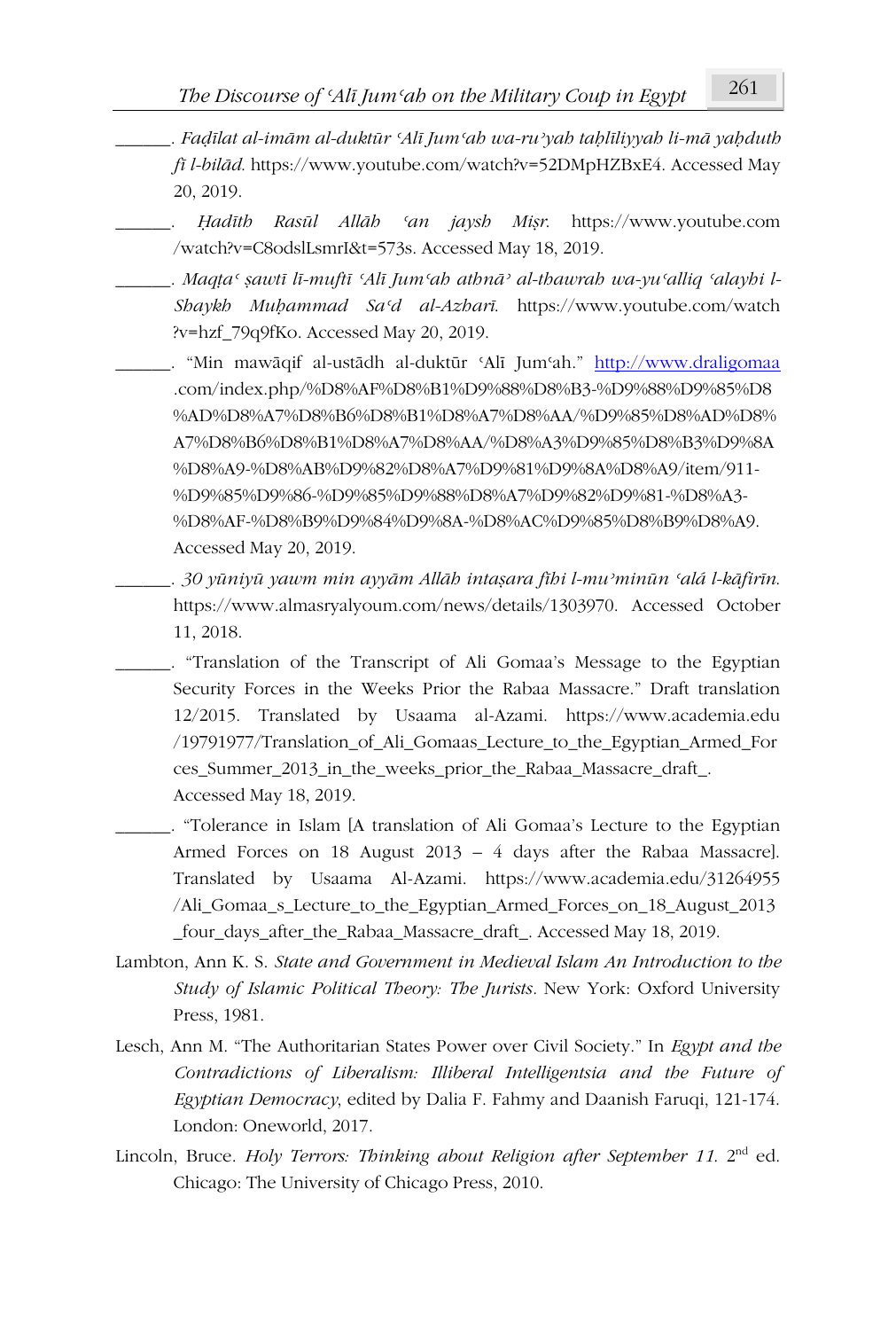______. *Faḍīlat al-imām al-duktūr ʿAlī Jumʿah wa-ruʾyah taḥlīliyyah li-mā yaḥduth fī l-bilād*. https://www.youtube.com/watch?v=52DMpHZBxE4. Accessed May 20, 2019.

______. *Ḥadīth Rasūl Allāh ʿan jaysh Miṣr*. https://www.youtube.com/watch?v=C8odslLsmrI&t=573s. Accessed May 18, 2019.

______. *Maqṭaʿ ṣawtī lī-muftī ʿAlī Jumʿah athnāʾ al-thawrah wa-yuʿalliq ʿalayhi l-Shaykh Muḥammad Saʿd al-Azharī*. https://www.youtube.com/watch?v=hzf_79q9fKo. Accessed May 20, 2019.

______. "Min mawāqif al-ustādh al-duktūr ʿAlī Jumʿah." http://www.draligomaa.com/index.php/%D8%AF%D8%B1%D9%88%D8%B3-%D9%88%D9%85%D8%AD%D8%A7%D8%B6%D8%B1%D8%A7%D8%AA/%D9%85%D8%AD%D8%A7%D8%B6%D8%B1%D8%A7%D8%AA/%D8%A3%D9%85%D8%B3%D9%8A%D8%A9-%D8%AB%D9%82%D8%A7%D9%81%D9%8A%D8%A9/item/911-%D9%85%D9%86-%D9%85%D9%88%D8%A7%D9%82%D9%81-%D8%A3-%D8%AF-%D8%B9%D9%84%D9%8A-%D8%AC%D9%85%D8%B9%D8%A9. Accessed May 20, 2019.

______. *30 yūniyū yawm min ayyām Allāh intaṣara fīhi l-muʾminūn ʿalá l-kāfirīn*. https://www.almasryalyoum.com/news/details/1303970. Accessed October 11, 2018.

______. "Translation of the Transcript of Ali Gomaa's Message to the Egyptian Security Forces in the Weeks Prior the Rabaa Massacre." Draft translation 12/2015. Translated by Usaama al-Azami. https://www.academia.edu/19791977/Translation_of_Ali_Gomaas_Lecture_to_the_Egyptian_Armed_Forces_Summer_2013_in_the_weeks_prior_the_Rabaa_Massacre_draft_. Accessed May 18, 2019.

______. "Tolerance in Islam [A translation of Ali Gomaa's Lecture to the Egyptian Armed Forces on 18 August 2013 – 4 days after the Rabaa Massacre]. Translated by Usaama Al-Azami. https://www.academia.edu/31264955/Ali_Gomaa_s_Lecture_to_the_Egyptian_Armed_Forces_on_18_August_2013_four_days_after_the_Rabaa_Massacre_draft_. Accessed May 18, 2019.

Lambton, Ann K. S. *State and Government in Medieval Islam An Introduction to the Study of Islamic Political Theory: The Jurists*. New York: Oxford University Press, 1981.

Lesch, Ann M. "The Authoritarian States Power over Civil Society." In *Egypt and the Contradictions of Liberalism: Illiberal Intelligentsia and the Future of Egyptian Democracy*, edited by Dalia F. Fahmy and Daanish Faruqi, 121-174. London: Oneworld, 2017.

Lincoln, Bruce. *Holy Terrors: Thinking about Religion after September 11*. 2nd ed. Chicago: The University of Chicago Press, 2010.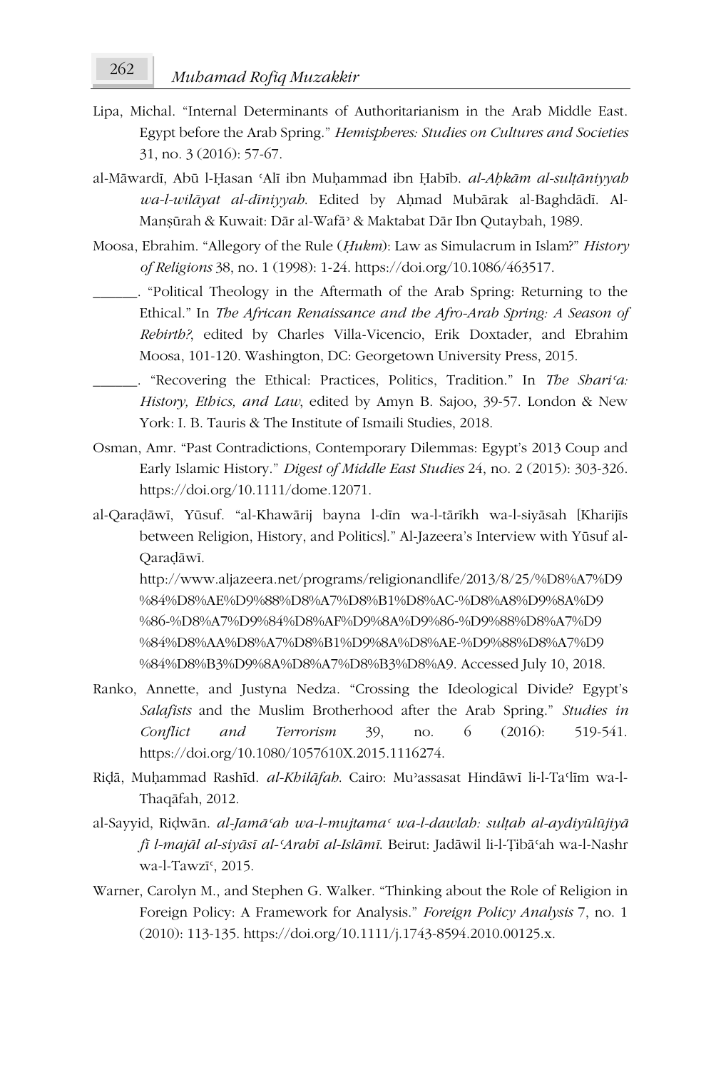Lipa, Michal. "Internal Determinants of Authoritarianism in the Arab Middle East. Egypt before the Arab Spring." *Hemispheres: Studies on Cultures and Societies* 31, no. 3 (2016): 57-67.

al-Māwardī, Abū l-Ḥasan ʿAlī ibn Muḥammad ibn Ḥabīb. *al-Aḥkām al-sulṭāniyyah wa-l-wilāyat al-dīniyyah*. Edited by Aḥmad Mubārak al-Baghdādī. Al-Manṣūrah & Kuwait: Dār al-Wafāʾ & Maktabat Dār Ibn Qutaybah, 1989.

Moosa, Ebrahim. "Allegory of the Rule (*Ḥukm*): Law as Simulacrum in Islam?" *History of Religions* 38, no. 1 (1998): 1-24. https://doi.org/10.1086/463517.

______. "Political Theology in the Aftermath of the Arab Spring: Returning to the Ethical." In *The African Renaissance and the Afro-Arab Spring: A Season of Rebirth?*, edited by Charles Villa-Vicencio, Erik Doxtader, and Ebrahim Moosa, 101-120. Washington, DC: Georgetown University Press, 2015.

______. "Recovering the Ethical: Practices, Politics, Tradition." In *The Shariʿa: History, Ethics, and Law*, edited by Amyn B. Sajoo, 39-57. London & New York: I. B. Tauris & The Institute of Ismaili Studies, 2018.

Osman, Amr. "Past Contradictions, Contemporary Dilemmas: Egypt's 2013 Coup and Early Islamic History." *Digest of Middle East Studies* 24, no. 2 (2015): 303-326. https://doi.org/10.1111/dome.12071.

al-Qaraḍāwī, Yūsuf. "al-Khawārij bayna l-dīn wa-l-tārīkh wa-l-siyāsah [Kharijīs between Religion, History, and Politics]." Al-Jazeera's Interview with Yūsuf al-Qaraḍāwī. http://www.aljazeera.net/programs/religionandlife/2013/8/25/%D8%A7%D9%84%D8%AE%D9%88%D8%A7%D8%B1%D8%AC-%D8%A8%D9%8A%D9%86-%D8%A7%D9%84%D8%AF%D9%8A%D9%86-%D9%88%D8%A7%D9%84%D8%AA%D8%A7%D8%B1%D9%8A%D8%AE-%D9%88%D8%A7%D9%84%D8%B3%D9%8A%D8%A7%D8%B3%D8%A9. Accessed July 10, 2018.

Ranko, Annette, and Justyna Nedza. "Crossing the Ideological Divide? Egypt's *Salafists* and the Muslim Brotherhood after the Arab Spring." *Studies in Conflict and Terrorism* 39, no. 6 (2016): 519-541. https://doi.org/10.1080/1057610X.2015.1116274.

Riḍā, Muḥammad Rashīd. *al-Khilāfah*. Cairo: Muʾassasat Hindāwī li-l-Taʿlīm wa-l-Thaqāfah, 2012.

al-Sayyid, Riḍwān. *al-Jamāʿah wa-l-mujtamaʿ wa-l-dawlah: sulṭah al-aydiyūlūjiyā fī l-majāl al-siyāsī al-ʿArabī al-Islāmī*. Beirut: Jadāwil li-l-Ṭibāʿah wa-l-Nashr wa-l-Tawzīʿ, 2015.

Warner, Carolyn M., and Stephen G. Walker. "Thinking about the Role of Religion in Foreign Policy: A Framework for Analysis." *Foreign Policy Analysis* 7, no. 1 (2010): 113-135. https://doi.org/10.1111/j.1743-8594.2010.00125.x.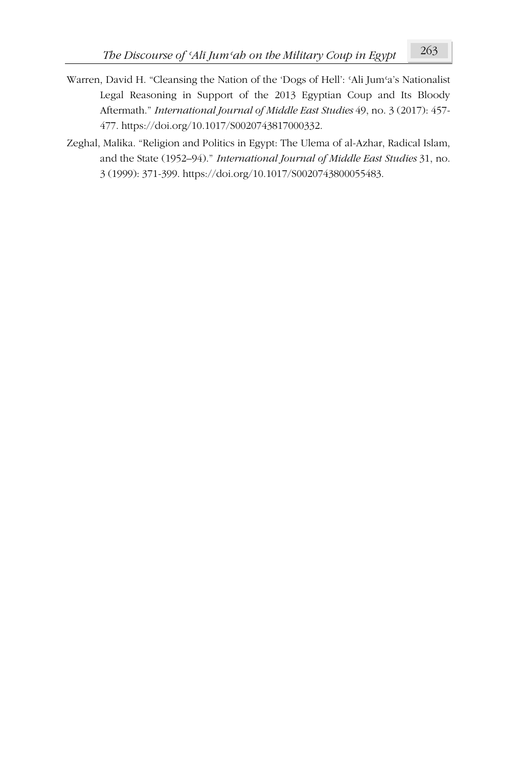Warren, David H. "Cleansing the Nation of the 'Dogs of Hell': ʿAli Jumʿa's Nationalist Legal Reasoning in Support of the 2013 Egyptian Coup and Its Bloody Aftermath." *International Journal of Middle East Studies* 49, no. 3 (2017): 457-477. https://doi.org/10.1017/S0020743817000332.

Zeghal, Malika. "Religion and Politics in Egypt: The Ulema of al-Azhar, Radical Islam, and the State (1952–94)." *International Journal of Middle East Studies* 31, no. 3 (1999): 371-399. https://doi.org/10.1017/S0020743800055483.